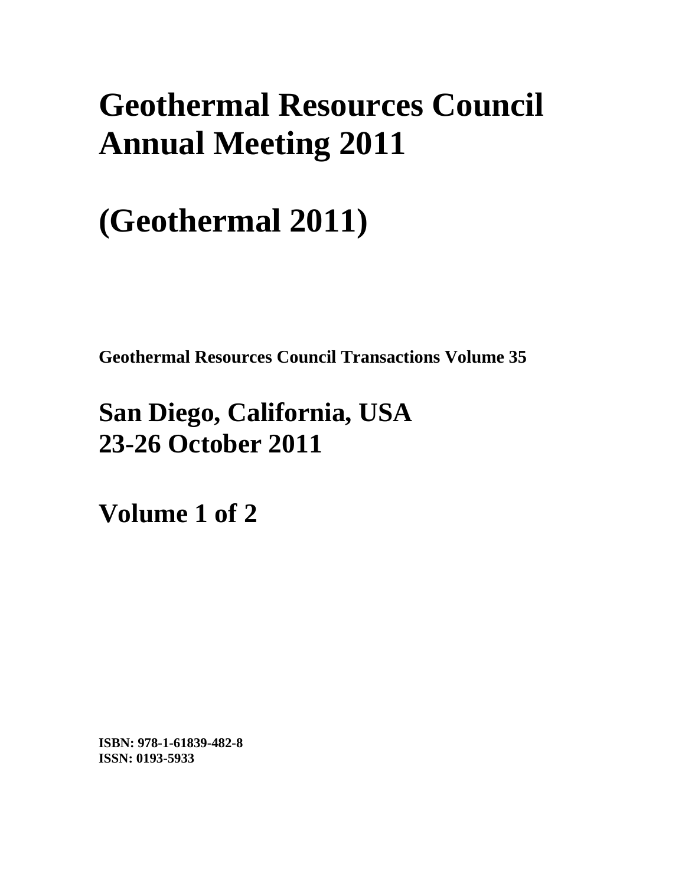# Geothermal Resources Council Annual Meeting 2011

# (Geothermal 2011)

**Geothermal Resources Council Transactions Volume 35**

## San Diego, California, USA
## 23-26 October 2011

## Volume 1 of 2

**ISBN: 978-1-61839-482-8**
**ISSN: 0193-5933**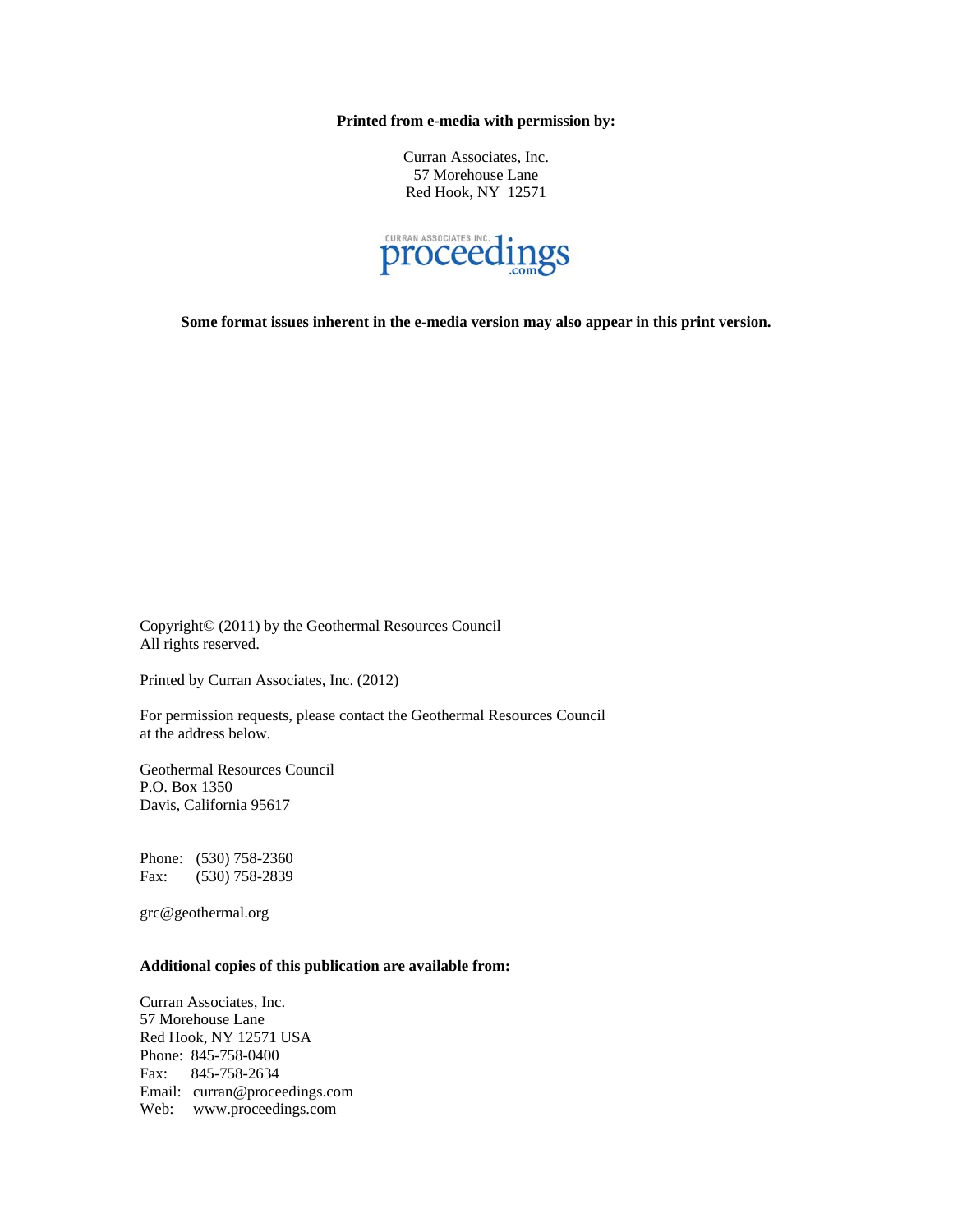**Printed from e-media with permission by:**

Curran Associates, Inc.
57 Morehouse Lane
Red Hook, NY 12571

CURRAN ASSOCIATES INC. proceedings.com

**Some format issues inherent in the e-media version may also appear in this print version.**

Copyright© (2011) by the Geothermal Resources Council
All rights reserved.

Printed by Curran Associates, Inc. (2012)

For permission requests, please contact the Geothermal Resources Council at the address below.

Geothermal Resources Council
P.O. Box 1350
Davis, California 95617

Phone: (530) 758-2360
Fax: (530) 758-2839

grc@geothermal.org

**Additional copies of this publication are available from:**

Curran Associates, Inc.
57 Morehouse Lane
Red Hook, NY 12571 USA
Phone: 845-758-0400
Fax: 845-758-2634
Email: curran@proceedings.com
Web: www.proceedings.com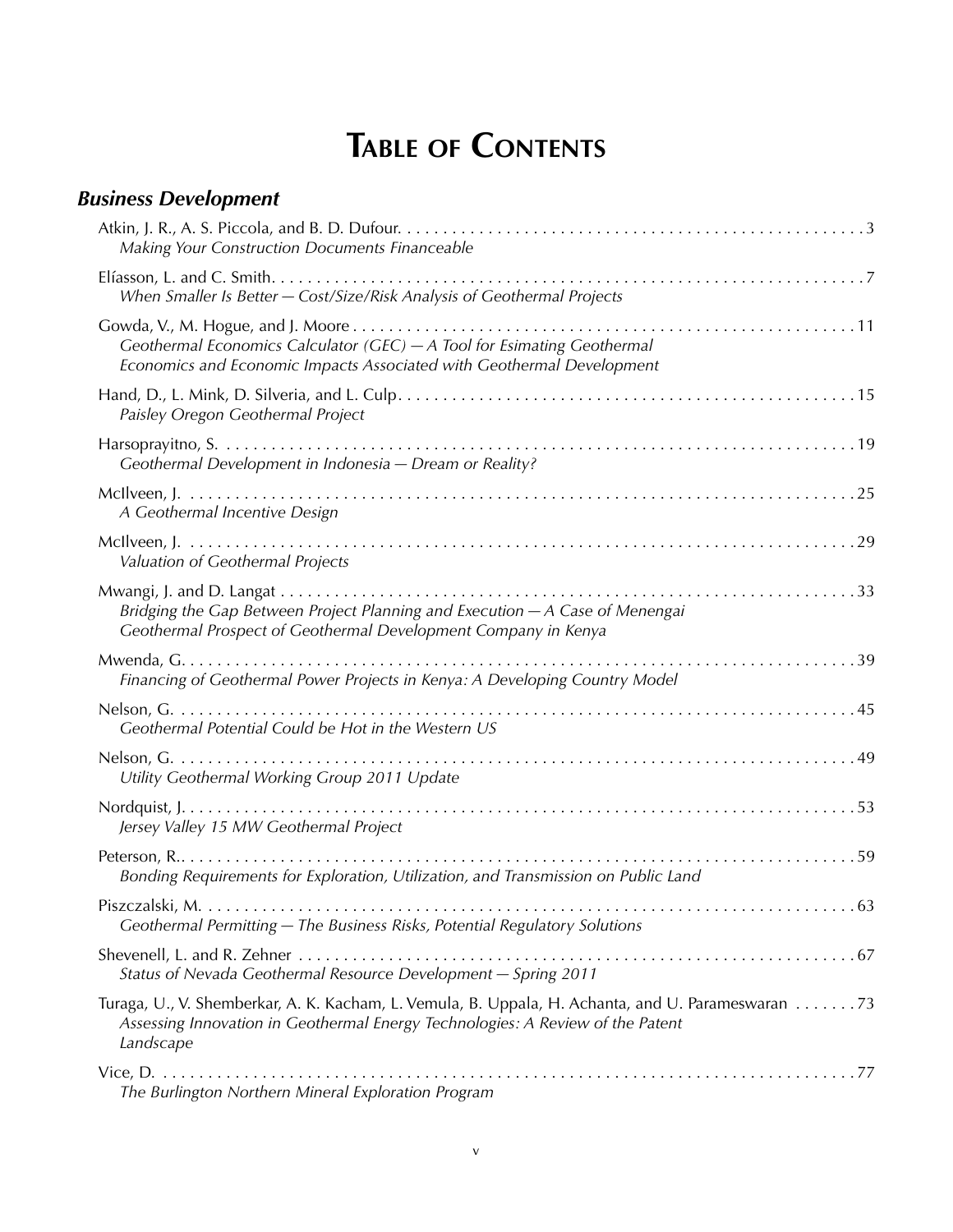# Table of Contents

## *Business Development*

Atkin, J. R., A. S. Piccola, and B. D. Dufour. . . . . . . . . . . . . . . . . . . . . . . . . . . . . . . . . . . . . . . . . . . . . . . . . . . . . 3
*Making Your Construction Documents Financeable*

Elíasson, L. and C. Smith. . . . . . . . . . . . . . . . . . . . . . . . . . . . . . . . . . . . . . . . . . . . . . . . . . . . . . . . . . . . . . . . . 7
*When Smaller Is Better — Cost/Size/Risk Analysis of Geothermal Projects*

Gowda, V., M. Hogue, and J. Moore . . . . . . . . . . . . . . . . . . . . . . . . . . . . . . . . . . . . . . . . . . . . . . . . . . . . . . . . 11
*Geothermal Economics Calculator (GEC) — A Tool for Esimating Geothermal Economics and Economic Impacts Associated with Geothermal Development*

Hand, D., L. Mink, D. Silveria, and L. Culp. . . . . . . . . . . . . . . . . . . . . . . . . . . . . . . . . . . . . . . . . . . . . . . . . . . 15
*Paisley Oregon Geothermal Project*

Harsoprayitno, S. . . . . . . . . . . . . . . . . . . . . . . . . . . . . . . . . . . . . . . . . . . . . . . . . . . . . . . . . . . . . . . . . . . . . . . 19
*Geothermal Development in Indonesia — Dream or Reality?*

McIlveen, J. . . . . . . . . . . . . . . . . . . . . . . . . . . . . . . . . . . . . . . . . . . . . . . . . . . . . . . . . . . . . . . . . . . . . . . . . . . 25
*A Geothermal Incentive Design*

McIlveen, J. . . . . . . . . . . . . . . . . . . . . . . . . . . . . . . . . . . . . . . . . . . . . . . . . . . . . . . . . . . . . . . . . . . . . . . . . . . 29
*Valuation of Geothermal Projects*

Mwangi, J. and D. Langat . . . . . . . . . . . . . . . . . . . . . . . . . . . . . . . . . . . . . . . . . . . . . . . . . . . . . . . . . . . . . . . . 33
*Bridging the Gap Between Project Planning and Execution — A Case of Menengai Geothermal Prospect of Geothermal Development Company in Kenya*

Mwenda, G. . . . . . . . . . . . . . . . . . . . . . . . . . . . . . . . . . . . . . . . . . . . . . . . . . . . . . . . . . . . . . . . . . . . . . . . . . . 39
*Financing of Geothermal Power Projects in Kenya: A Developing Country Model*

Nelson, G. . . . . . . . . . . . . . . . . . . . . . . . . . . . . . . . . . . . . . . . . . . . . . . . . . . . . . . . . . . . . . . . . . . . . . . . . . . . 45
*Geothermal Potential Could be Hot in the Western US*

Nelson, G. . . . . . . . . . . . . . . . . . . . . . . . . . . . . . . . . . . . . . . . . . . . . . . . . . . . . . . . . . . . . . . . . . . . . . . . . . . . 49
*Utility Geothermal Working Group 2011 Update*

Nordquist, J. . . . . . . . . . . . . . . . . . . . . . . . . . . . . . . . . . . . . . . . . . . . . . . . . . . . . . . . . . . . . . . . . . . . . . . . . . . 53
*Jersey Valley 15 MW Geothermal Project*

Peterson, R.. . . . . . . . . . . . . . . . . . . . . . . . . . . . . . . . . . . . . . . . . . . . . . . . . . . . . . . . . . . . . . . . . . . . . . . . . . . 59
*Bonding Requirements for Exploration, Utilization, and Transmission on Public Land*

Piszczalski, M. . . . . . . . . . . . . . . . . . . . . . . . . . . . . . . . . . . . . . . . . . . . . . . . . . . . . . . . . . . . . . . . . . . . . . . . . 63
*Geothermal Permitting — The Business Risks, Potential Regulatory Solutions*

Shevenell, L. and R. Zehner . . . . . . . . . . . . . . . . . . . . . . . . . . . . . . . . . . . . . . . . . . . . . . . . . . . . . . . . . . . . . . 67
*Status of Nevada Geothermal Resource Development — Spring 2011*

Turaga, U., V. Shemberkar, A. K. Kacham, L. Vemula, B. Uppala, H. Achanta, and U. Parameswaran . . . . . . . 73
*Assessing Innovation in Geothermal Energy Technologies: A Review of the Patent Landscape*

Vice, D. . . . . . . . . . . . . . . . . . . . . . . . . . . . . . . . . . . . . . . . . . . . . . . . . . . . . . . . . . . . . . . . . . . . . . . . . . . . . . 77
*The Burlington Northern Mineral Exploration Program*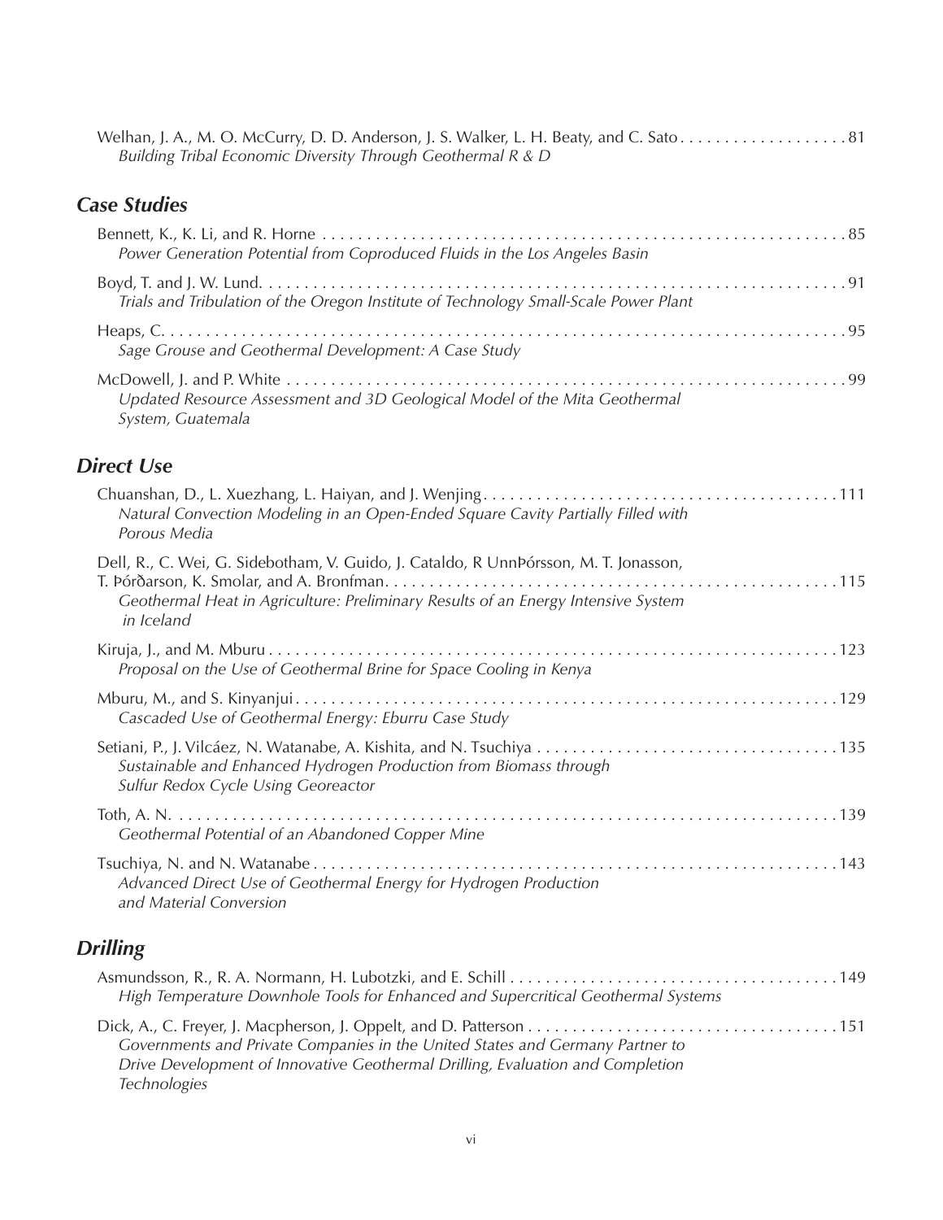Welhan, J. A., M. O. McCurry, D. D. Anderson, J. S. Walker, L. H. Beaty, and C. Sato . . . . . . . . . . . . . . . . . . . 81
*Building Tribal Economic Diversity Through Geothermal R & D*

## Case Studies

Bennett, K., K. Li, and R. Horne . . . . . . . . . . . . . . . . . . . . . . . . . . . . . . . . . . . . . . . . . . . . . . . . . . . . . . . . . . . . 85
*Power Generation Potential from Coproduced Fluids in the Los Angeles Basin*

Boyd, T. and J. W. Lund. . . . . . . . . . . . . . . . . . . . . . . . . . . . . . . . . . . . . . . . . . . . . . . . . . . . . . . . . . . . . . . . . . . 91
*Trials and Tribulation of the Oregon Institute of Technology Small-Scale Power Plant*

Heaps, C. . . . . . . . . . . . . . . . . . . . . . . . . . . . . . . . . . . . . . . . . . . . . . . . . . . . . . . . . . . . . . . . . . . . . . . . . . . . 95
*Sage Grouse and Geothermal Development: A Case Study*

McDowell, J. and P. White . . . . . . . . . . . . . . . . . . . . . . . . . . . . . . . . . . . . . . . . . . . . . . . . . . . . . . . . . . . . . . . . . 99
*Updated Resource Assessment and 3D Geological Model of the Mita Geothermal System, Guatemala*

## Direct Use

Chuanshan, D., L. Xuezhang, L. Haiyan, and J. Wenjing. . . . . . . . . . . . . . . . . . . . . . . . . . . . . . . . . . . . . . . . . 111
*Natural Convection Modeling in an Open-Ended Square Cavity Partially Filled with Porous Media*

Dell, R., C. Wei, G. Sidebotham, V. Guido, J. Cataldo, R UnnÞórsson, M. T. Jonasson, T. Þórðarson, K. Smolar, and A. Bronfman. . . . . . . . . . . . . . . . . . . . . . . . . . . . . . . . . . . . . . . . . . . . . . . . . . . 115
*Geothermal Heat in Agriculture: Preliminary Results of an Energy Intensive System in Iceland*

Kiruja, J., and M. Mburu . . . . . . . . . . . . . . . . . . . . . . . . . . . . . . . . . . . . . . . . . . . . . . . . . . . . . . . . . . . . . . . . . 123
*Proposal on the Use of Geothermal Brine for Space Cooling in Kenya*

Mburu, M., and S. Kinyanjui . . . . . . . . . . . . . . . . . . . . . . . . . . . . . . . . . . . . . . . . . . . . . . . . . . . . . . . . . . . . . . 129
*Cascaded Use of Geothermal Energy: Eburru Case Study*

Setiani, P., J. Vilcáez, N. Watanabe, A. Kishita, and N. Tsuchiya . . . . . . . . . . . . . . . . . . . . . . . . . . . . . . . . . . 135
*Sustainable and Enhanced Hydrogen Production from Biomass through Sulfur Redox Cycle Using Georeactor*

Toth, A. N. . . . . . . . . . . . . . . . . . . . . . . . . . . . . . . . . . . . . . . . . . . . . . . . . . . . . . . . . . . . . . . . . . . . . . . . . . . 139
*Geothermal Potential of an Abandoned Copper Mine*

Tsuchiya, N. and N. Watanabe . . . . . . . . . . . . . . . . . . . . . . . . . . . . . . . . . . . . . . . . . . . . . . . . . . . . . . . . . . . . 143
*Advanced Direct Use of Geothermal Energy for Hydrogen Production and Material Conversion*

## Drilling

Asmundsson, R., R. A. Normann, H. Lubotzki, and E. Schill . . . . . . . . . . . . . . . . . . . . . . . . . . . . . . . . . . . . . 149
*High Temperature Downhole Tools for Enhanced and Supercritical Geothermal Systems*

Dick, A., C. Freyer, J. Macpherson, J. Oppelt, and D. Patterson . . . . . . . . . . . . . . . . . . . . . . . . . . . . . . . . . . . 151
*Governments and Private Companies in the United States and Germany Partner to Drive Development of Innovative Geothermal Drilling, Evaluation and Completion Technologies*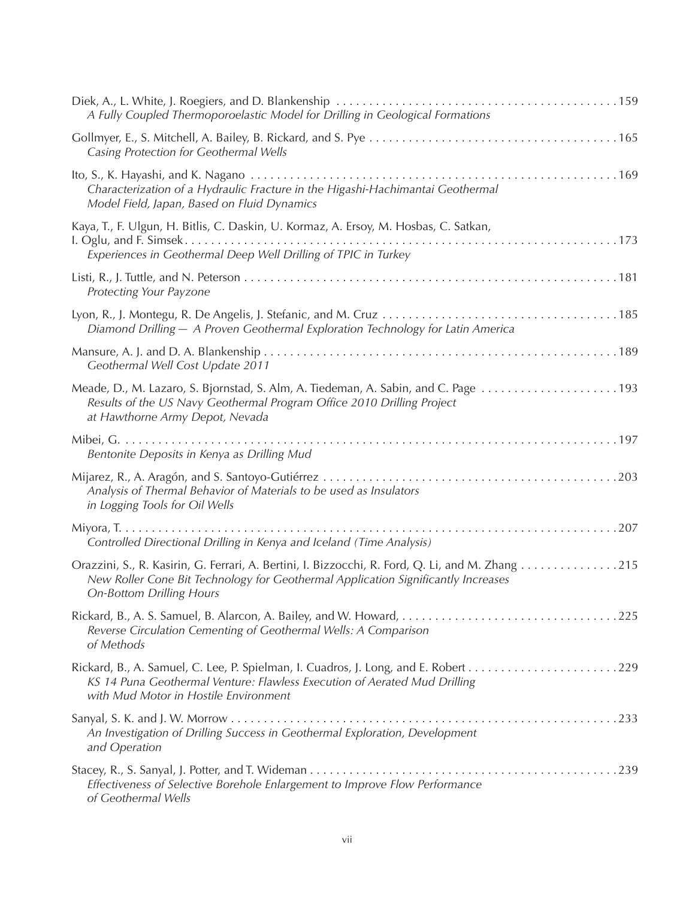Diek, A., L. White, J. Roegiers, and D. Blankenship . . . . . . . . . . . . . . . . . . . . . . . . . . . . . . . . . . . . . . . . . . . 159
*A Fully Coupled Thermoporoelastic Model for Drilling in Geological Formations*

Gollmyer, E., S. Mitchell, A. Bailey, B. Rickard, and S. Pye . . . . . . . . . . . . . . . . . . . . . . . . . . . . . . . . . . . . . . 165
*Casing Protection for Geothermal Wells*

Ito, S., K. Hayashi, and K. Nagano . . . . . . . . . . . . . . . . . . . . . . . . . . . . . . . . . . . . . . . . . . . . . . . . . . . . . . . . . 169
*Characterization of a Hydraulic Fracture in the Higashi-Hachimantai Geothermal Model Field, Japan, Based on Fluid Dynamics*

Kaya, T., F. Ulgun, H. Bitlis, C. Daskin, U. Kormaz, A. Ersoy, M. Hosbas, C. Satkan, I. Oglu, and F. Simsek . . . . . . . . . . . . . . . . . . . . . . . . . . . . . . . . . . . . . . . . . . . . . . . . . . . . . . . . . . . . . . . . . 173
*Experiences in Geothermal Deep Well Drilling of TPIC in Turkey*

Listi, R., J. Tuttle, and N. Peterson . . . . . . . . . . . . . . . . . . . . . . . . . . . . . . . . . . . . . . . . . . . . . . . . . . . . . . . . . 181
*Protecting Your Payzone*

Lyon, R., J. Montegu, R. De Angelis, J. Stefanic, and M. Cruz . . . . . . . . . . . . . . . . . . . . . . . . . . . . . . . . . . . . 185
*Diamond Drilling — A Proven Geothermal Exploration Technology for Latin America*

Mansure, A. J. and D. A. Blankenship . . . . . . . . . . . . . . . . . . . . . . . . . . . . . . . . . . . . . . . . . . . . . . . . . . . . . . . 189
*Geothermal Well Cost Update 2011*

Meade, D., M. Lazaro, S. Bjornstad, S. Alm, A. Tiedeman, A. Sabin, and C. Page . . . . . . . . . . . . . . . . . . . . . 193
*Results of the US Navy Geothermal Program Office 2010 Drilling Project at Hawthorne Army Depot, Nevada*

Mibei, G. . . . . . . . . . . . . . . . . . . . . . . . . . . . . . . . . . . . . . . . . . . . . . . . . . . . . . . . . . . . . . . . . . . . . . . . . . . . . 197
*Bentonite Deposits in Kenya as Drilling Mud*

Mijarez, R., A. Aragón, and S. Santoyo-Gutiérrez . . . . . . . . . . . . . . . . . . . . . . . . . . . . . . . . . . . . . . . . . . . . . 203
*Analysis of Thermal Behavior of Materials to be used as Insulators in Logging Tools for Oil Wells*

Miyora, T. . . . . . . . . . . . . . . . . . . . . . . . . . . . . . . . . . . . . . . . . . . . . . . . . . . . . . . . . . . . . . . . . . . . . . . . . . . . 207
*Controlled Directional Drilling in Kenya and Iceland (Time Analysis)*

Orazzini, S., R. Kasirin, G. Ferrari, A. Bertini, I. Bizzocchi, R. Ford, Q. Li, and M. Zhang . . . . . . . . . . . . . . . 215
*New Roller Cone Bit Technology for Geothermal Application Significantly Increases On-Bottom Drilling Hours*

Rickard, B., A. S. Samuel, B. Alarcon, A. Bailey, and W. Howard, . . . . . . . . . . . . . . . . . . . . . . . . . . . . . . . . . 225
*Reverse Circulation Cementing of Geothermal Wells: A Comparison of Methods*

Rickard, B., A. Samuel, C. Lee, P. Spielman, I. Cuadros, J. Long, and E. Robert . . . . . . . . . . . . . . . . . . . . . . . 229
*KS 14 Puna Geothermal Venture: Flawless Execution of Aerated Mud Drilling with Mud Motor in Hostile Environment*

Sanyal, S. K. and J. W. Morrow . . . . . . . . . . . . . . . . . . . . . . . . . . . . . . . . . . . . . . . . . . . . . . . . . . . . . . . . . . . 233
*An Investigation of Drilling Success in Geothermal Exploration, Development and Operation*

Stacey, R., S. Sanyal, J. Potter, and T. Wideman . . . . . . . . . . . . . . . . . . . . . . . . . . . . . . . . . . . . . . . . . . . . . . . 239
*Effectiveness of Selective Borehole Enlargement to Improve Flow Performance of Geothermal Wells*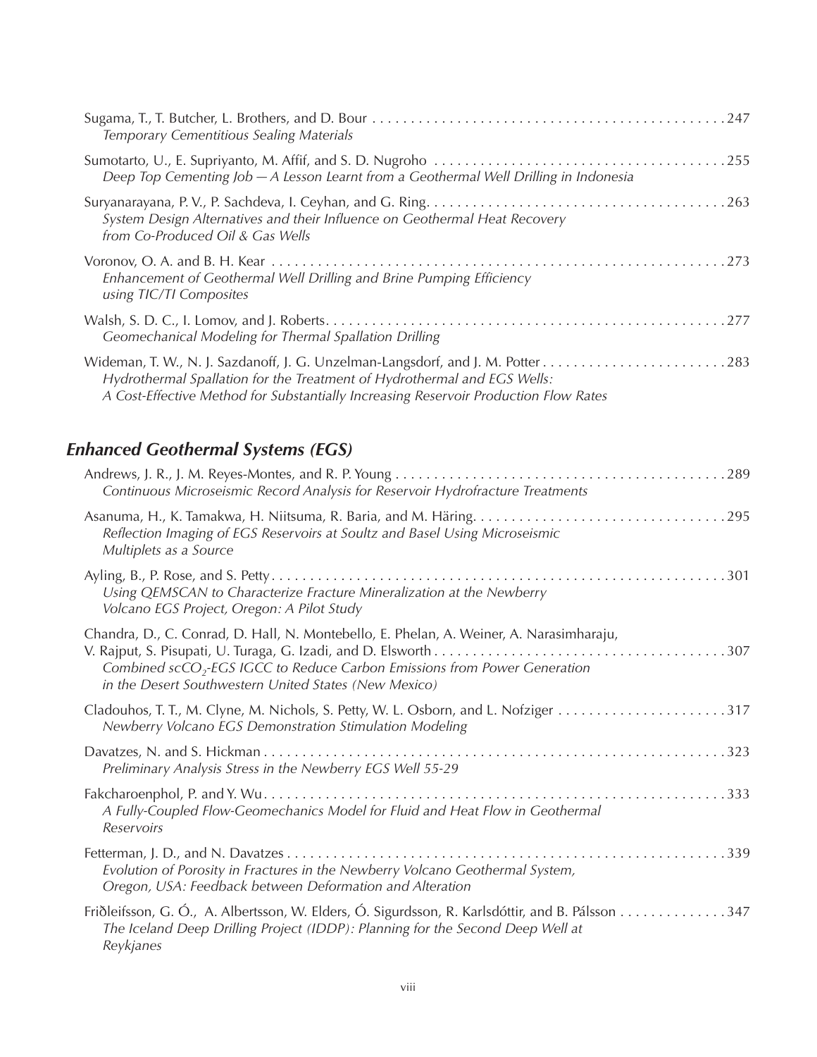Sugama, T., T. Butcher, L. Brothers, and D. Bour . . . . . . . . . . . . . . . . . . . . . . . . . . . . . . . . . . . . . . . . . . . . . . . . 247
*Temporary Cementitious Sealing Materials*

Sumotarto, U., E. Supriyanto, M. Affif, and S. D. Nugroho . . . . . . . . . . . . . . . . . . . . . . . . . . . . . . . . . . . . . . 255
*Deep Top Cementing Job — A Lesson Learnt from a Geothermal Well Drilling in Indonesia*

Suryanarayana, P. V., P. Sachdeva, I. Ceyhan, and G. Ring. . . . . . . . . . . . . . . . . . . . . . . . . . . . . . . . . . . . . . . 263
*System Design Alternatives and their Influence on Geothermal Heat Recovery from Co-Produced Oil & Gas Wells*

Voronov, O. A. and B. H. Kear . . . . . . . . . . . . . . . . . . . . . . . . . . . . . . . . . . . . . . . . . . . . . . . . . . . . . . . . . . . . 273
*Enhancement of Geothermal Well Drilling and Brine Pumping Efficiency using TIC/TI Composites*

Walsh, S. D. C., I. Lomov, and J. Roberts. . . . . . . . . . . . . . . . . . . . . . . . . . . . . . . . . . . . . . . . . . . . . . . . . . . . 277
*Geomechanical Modeling for Thermal Spallation Drilling*

Wideman, T. W., N. J. Sazdanoff, J. G. Unzelman-Langsdorf, and J. M. Potter . . . . . . . . . . . . . . . . . . . . . . . . . 283
*Hydrothermal Spallation for the Treatment of Hydrothermal and EGS Wells: A Cost-Effective Method for Substantially Increasing Reservoir Production Flow Rates*

## *Enhanced Geothermal Systems (EGS)*

Andrews, J. R., J. M. Reyes-Montes, and R. P. Young . . . . . . . . . . . . . . . . . . . . . . . . . . . . . . . . . . . . . . . . . . . . 289
*Continuous Microseismic Record Analysis for Reservoir Hydrofracture Treatments*

Asanuma, H., K. Tamakwa, H. Niitsuma, R. Baria, and M. Häring. . . . . . . . . . . . . . . . . . . . . . . . . . . . . . . . . . 295
*Reflection Imaging of EGS Reservoirs at Soultz and Basel Using Microseismic Multiplets as a Source*

Ayling, B., P. Rose, and S. Petty . . . . . . . . . . . . . . . . . . . . . . . . . . . . . . . . . . . . . . . . . . . . . . . . . . . . . . . . . . . 301
*Using QEMSCAN to Characterize Fracture Mineralization at the Newberry Volcano EGS Project, Oregon: A Pilot Study*

Chandra, D., C. Conrad, D. Hall, N. Montebello, E. Phelan, A. Weiner, A. Narasimharaju, V. Rajput, S. Pisupati, U. Turaga, G. Izadi, and D. Elsworth . . . . . . . . . . . . . . . . . . . . . . . . . . . . . . . . . . . . . . 307
*Combined $scCO_2$-EGS IGCC to Reduce Carbon Emissions from Power Generation in the Desert Southwestern United States (New Mexico)*

Cladouhos, T. T., M. Clyne, M. Nichols, S. Petty, W. L. Osborn, and L. Nofziger . . . . . . . . . . . . . . . . . . . . . . . 317
*Newberry Volcano EGS Demonstration Stimulation Modeling*

Davatzes, N. and S. Hickman . . . . . . . . . . . . . . . . . . . . . . . . . . . . . . . . . . . . . . . . . . . . . . . . . . . . . . . . . . . . . 323
*Preliminary Analysis Stress in the Newberry EGS Well 55-29*

Fakcharoenphol, P. and Y. Wu . . . . . . . . . . . . . . . . . . . . . . . . . . . . . . . . . . . . . . . . . . . . . . . . . . . . . . . . . . . . . 333
*A Fully-Coupled Flow-Geomechanics Model for Fluid and Heat Flow in Geothermal Reservoirs*

Fetterman, J. D., and N. Davatzes . . . . . . . . . . . . . . . . . . . . . . . . . . . . . . . . . . . . . . . . . . . . . . . . . . . . . . . . . . 339
*Evolution of Porosity in Fractures in the Newberry Volcano Geothermal System, Oregon, USA: Feedback between Deformation and Alteration*

Friðleifsson, G. Ó., A. Albertsson, W. Elders, Ó. Sigurdsson, R. Karlsdóttir, and B. Pálsson . . . . . . . . . . . . . . 347
*The Iceland Deep Drilling Project (IDDP): Planning for the Second Deep Well at Reykjanes*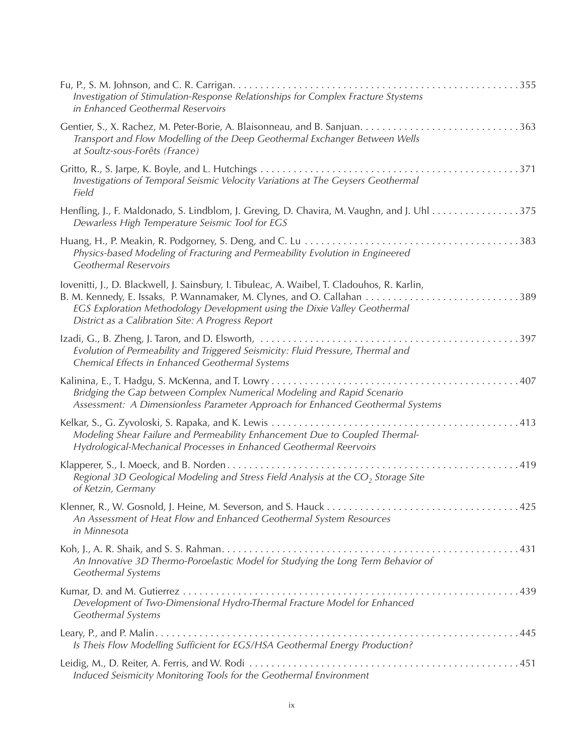Fu, P., S. M. Johnson, and C. R. Carrigan. . . . . . . . . . . . . . . . . . . . . . . . . . . . . . . . . . . . . . . . . . . . . . . . . . . . 355
*Investigation of Stimulation-Response Relationships for Complex Fracture Stystems in Enhanced Geothermal Reservoirs*

Gentier, S., X. Rachez, M. Peter-Borie, A. Blaisonneau, and B. Sanjuan. . . . . . . . . . . . . . . . . . . . . . . . . . . . . 363
*Transport and Flow Modelling of the Deep Geothermal Exchanger Between Wells at Soultz-sous-Forêts (France)*

Gritto, R., S. Jarpe, K. Boyle, and L. Hutchings . . . . . . . . . . . . . . . . . . . . . . . . . . . . . . . . . . . . . . . . . . . . . . . 371
*Investigations of Temporal Seismic Velocity Variations at The Geysers Geothermal Field*

Henfling, J., F. Maldonado, S. Lindblom, J. Greving, D. Chavira, M. Vaughn, and J. Uhl . . . . . . . . . . . . . . . . 375
*Dewarless High Temperature Seismic Tool for EGS*

Huang, H., P. Meakin, R. Podgorney, S. Deng, and C. Lu . . . . . . . . . . . . . . . . . . . . . . . . . . . . . . . . . . . . . . . 383
*Physics-based Modeling of Fracturing and Permeability Evolution in Engineered Geothermal Reservoirs*

Iovenitti, J., D. Blackwell, J. Sainsbury, I. Tibuleac, A. Waibel, T. Cladouhos, R. Karlin, B. M. Kennedy, E. Issaks, P. Wannamaker, M. Clynes, and O. Callahan . . . . . . . . . . . . . . . . . . . . . . . . . . . . 389
*EGS Exploration Methodology Development using the Dixie Valley Geothermal District as a Calibration Site: A Progress Report*

Izadi, G., B. Zheng, J. Taron, and D. Elsworth, . . . . . . . . . . . . . . . . . . . . . . . . . . . . . . . . . . . . . . . . . . . . . . . 397
*Evolution of Permeability and Triggered Seismicity: Fluid Pressure, Thermal and Chemical Effects in Enhanced Geothermal Systems*

Kalinina, E., T. Hadgu, S. McKenna, and T. Lowry . . . . . . . . . . . . . . . . . . . . . . . . . . . . . . . . . . . . . . . . . . . . . 407
*Bridging the Gap between Complex Numerical Modeling and Rapid Scenario Assessment: A Dimensionless Parameter Approach for Enhanced Geothermal Systems*

Kelkar, S., G. Zyvoloski, S. Rapaka, and K. Lewis . . . . . . . . . . . . . . . . . . . . . . . . . . . . . . . . . . . . . . . . . . . . . 413
*Modeling Shear Failure and Permeability Enhancement Due to Coupled Thermal-Hydrological-Mechanical Processes in Enhanced Geothermal Reervoirs*

Klapperer, S., I. Moeck, and B. Norden . . . . . . . . . . . . . . . . . . . . . . . . . . . . . . . . . . . . . . . . . . . . . . . . . . . . . 419
*Regional 3D Geological Modeling and Stress Field Analysis at the $CO_2$ Storage Site of Ketzin, Germany*

Klenner, R., W. Gosnold, J. Heine, M. Severson, and S. Hauck . . . . . . . . . . . . . . . . . . . . . . . . . . . . . . . . . . . 425
*An Assessment of Heat Flow and Enhanced Geothermal System Resources in Minnesota*

Koh, J., A. R. Shaik, and S. S. Rahman. . . . . . . . . . . . . . . . . . . . . . . . . . . . . . . . . . . . . . . . . . . . . . . . . . . . . . 431
*An Innovative 3D Thermo-Poroelastic Model for Studying the Long Term Behavior of Geothermal Systems*

Kumar, D. and M. Gutierrez . . . . . . . . . . . . . . . . . . . . . . . . . . . . . . . . . . . . . . . . . . . . . . . . . . . . . . . . . . . . . 439
*Development of Two-Dimensional Hydro-Thermal Fracture Model for Enhanced Geothermal Systems*

Leary, P., and P. Malin. . . . . . . . . . . . . . . . . . . . . . . . . . . . . . . . . . . . . . . . . . . . . . . . . . . . . . . . . . . . . . . . . . 445
*Is Theis Flow Modelling Sufficient for EGS/HSA Geothermal Energy Production?*

Leidig, M., D. Reiter, A. Ferris, and W. Rodi . . . . . . . . . . . . . . . . . . . . . . . . . . . . . . . . . . . . . . . . . . . . . . . . . 451
*Induced Seismicity Monitoring Tools for the Geothermal Environment*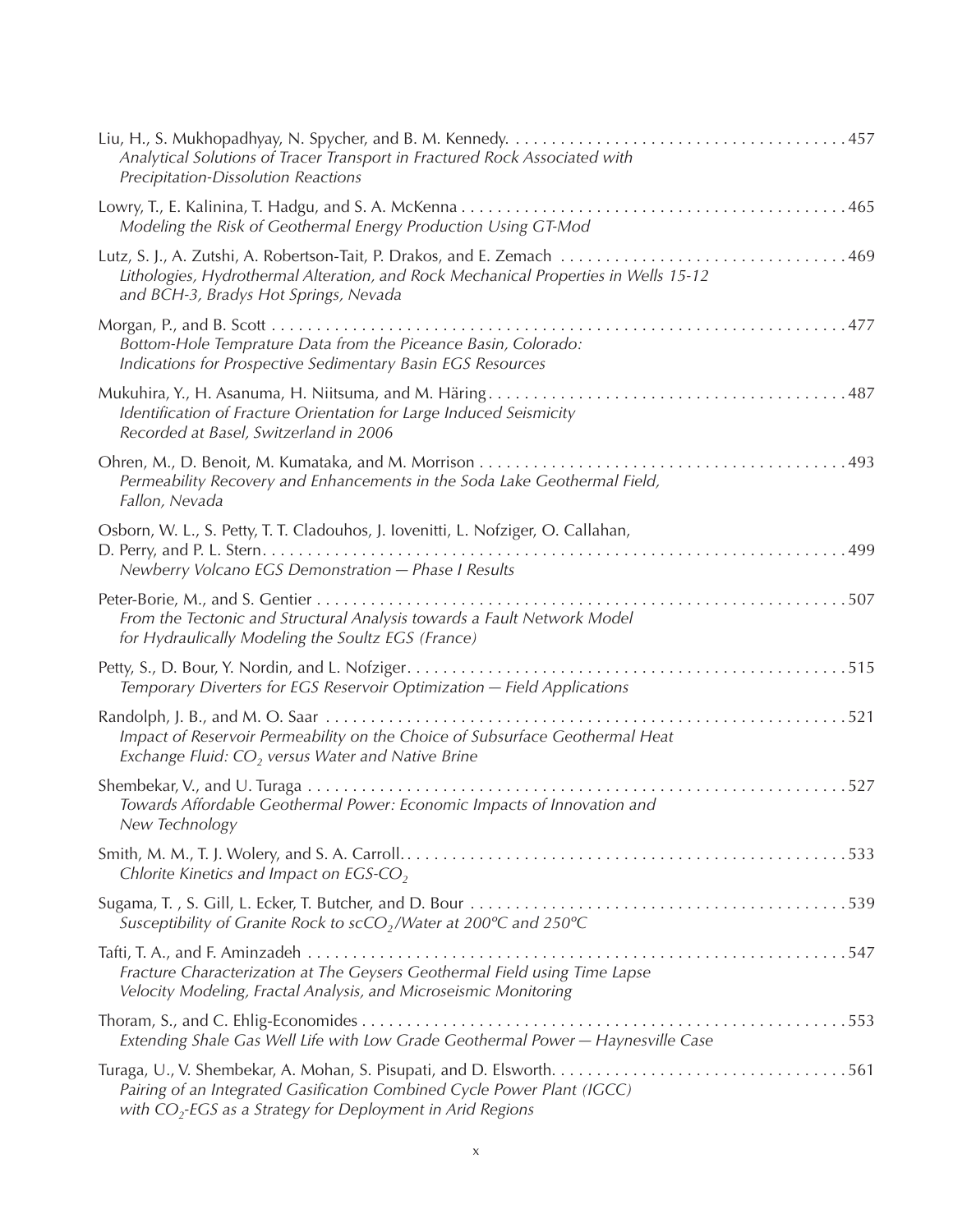Liu, H., S. Mukhopadhyay, N. Spycher, and B. M. Kennedy. . . . . . . . . . . . . . . . . . . . . . . . . . . . . . . . . . . . . . . 457
*Analytical Solutions of Tracer Transport in Fractured Rock Associated with Precipitation-Dissolution Reactions*

Lowry, T., E. Kalinina, T. Hadgu, and S. A. McKenna . . . . . . . . . . . . . . . . . . . . . . . . . . . . . . . . . . . . . . . . . . . 465
*Modeling the Risk of Geothermal Energy Production Using GT-Mod*

Lutz, S. J., A. Zutshi, A. Robertson-Tait, P. Drakos, and E. Zemach . . . . . . . . . . . . . . . . . . . . . . . . . . . . . . . . 469
*Lithologies, Hydrothermal Alteration, and Rock Mechanical Properties in Wells 15-12 and BCH-3, Bradys Hot Springs, Nevada*

Morgan, P., and B. Scott . . . . . . . . . . . . . . . . . . . . . . . . . . . . . . . . . . . . . . . . . . . . . . . . . . . . . . . . . . . . . . . . . . 477
*Bottom-Hole Temprature Data from the Piceance Basin, Colorado: Indications for Prospective Sedimentary Basin EGS Resources*

Mukuhira, Y., H. Asanuma, H. Niitsuma, and M. Häring . . . . . . . . . . . . . . . . . . . . . . . . . . . . . . . . . . . . . . . . 487
*Identification of Fracture Orientation for Large Induced Seismicity Recorded at Basel, Switzerland in 2006*

Ohren, M., D. Benoit, M. Kumataka, and M. Morrison . . . . . . . . . . . . . . . . . . . . . . . . . . . . . . . . . . . . . . . . . 493
*Permeability Recovery and Enhancements in the Soda Lake Geothermal Field, Fallon, Nevada*

Osborn, W. L., S. Petty, T. T. Cladouhos, J. Iovenitti, L. Nofziger, O. Callahan, D. Perry, and P. L. Stern. . . . . . . . . . . . . . . . . . . . . . . . . . . . . . . . . . . . . . . . . . . . . . . . . . . . . . . . . . . . . . . . . . . . 499
*Newberry Volcano EGS Demonstration — Phase I Results*

Peter-Borie, M., and S. Gentier . . . . . . . . . . . . . . . . . . . . . . . . . . . . . . . . . . . . . . . . . . . . . . . . . . . . . . . . . . . . 507
*From the Tectonic and Structural Analysis towards a Fault Network Model for Hydraulically Modeling the Soultz EGS (France)*

Petty, S., D. Bour, Y. Nordin, and L. Nofziger. . . . . . . . . . . . . . . . . . . . . . . . . . . . . . . . . . . . . . . . . . . . . . . . . 515
*Temporary Diverters for EGS Reservoir Optimization — Field Applications*

Randolph, J. B., and M. O. Saar . . . . . . . . . . . . . . . . . . . . . . . . . . . . . . . . . . . . . . . . . . . . . . . . . . . . . . . . . . . 521
*Impact of Reservoir Permeability on the Choice of Subsurface Geothermal Heat Exchange Fluid: $CO_2$ versus Water and Native Brine*

Shembekar, V., and U. Turaga . . . . . . . . . . . . . . . . . . . . . . . . . . . . . . . . . . . . . . . . . . . . . . . . . . . . . . . . . . . . 527
*Towards Affordable Geothermal Power: Economic Impacts of Innovation and New Technology*

Smith, M. M., T. J. Wolery, and S. A. Carroll. . . . . . . . . . . . . . . . . . . . . . . . . . . . . . . . . . . . . . . . . . . . . . . . . . 533
*Chlorite Kinetics and Impact on EGS-$CO_2$*

Sugama, T. , S. Gill, L. Ecker, T. Butcher, and D. Bour . . . . . . . . . . . . . . . . . . . . . . . . . . . . . . . . . . . . . . . . . . 539
*Susceptibility of Granite Rock to $scCO_2$/Water at 200°C and 250°C*

Tafti, T. A., and F. Aminzadeh . . . . . . . . . . . . . . . . . . . . . . . . . . . . . . . . . . . . . . . . . . . . . . . . . . . . . . . . . . . . 547
*Fracture Characterization at The Geysers Geothermal Field using Time Lapse Velocity Modeling, Fractal Analysis, and Microseismic Monitoring*

Thoram, S., and C. Ehlig-Economides . . . . . . . . . . . . . . . . . . . . . . . . . . . . . . . . . . . . . . . . . . . . . . . . . . . . . . 553
*Extending Shale Gas Well Life with Low Grade Geothermal Power — Haynesville Case*

Turaga, U., V. Shembekar, A. Mohan, S. Pisupati, and D. Elsworth. . . . . . . . . . . . . . . . . . . . . . . . . . . . . . . . . 561
*Pairing of an Integrated Gasification Combined Cycle Power Plant (IGCC) with $CO_2$-EGS as a Strategy for Deployment in Arid Regions*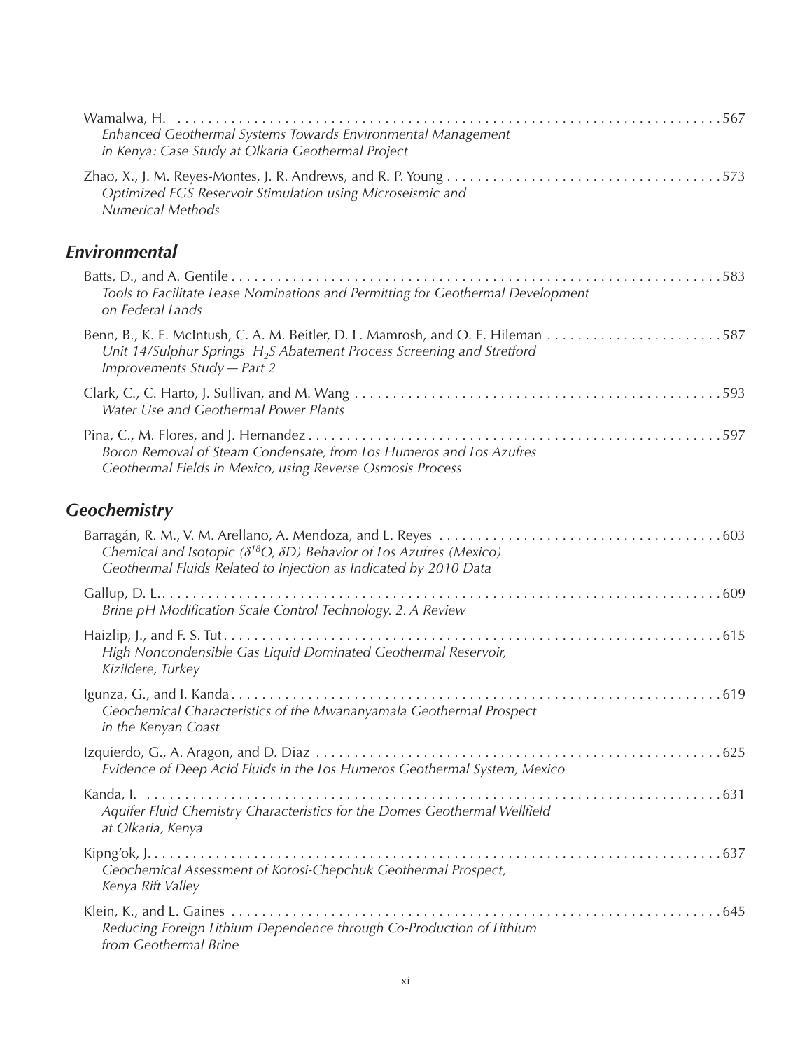Wamalwa, H. ........................................................................................ 567
*Enhanced Geothermal Systems Towards Environmental Management in Kenya: Case Study at Olkaria Geothermal Project*

Zhao, X., J. M. Reyes-Montes, J. R. Andrews, and R. P. Young ........................................ 573
*Optimized EGS Reservoir Stimulation using Microseismic and Numerical Methods*

## *Environmental*

Batts, D., and A. Gentile ............................................................................... 583
*Tools to Facilitate Lease Nominations and Permitting for Geothermal Development on Federal Lands*

Benn, B., K. E. McIntush, C. A. M. Beitler, D. L. Mamrosh, and O. E. Hileman ......................... 587
*Unit 14/Sulphur Springs $H_2S$ Abatement Process Screening and Stretford Improvements Study — Part 2*

Clark, C., C. Harto, J. Sullivan, and M. Wang ............................................................ 593
*Water Use and Geothermal Power Plants*

Pina, C., M. Flores, and J. Hernandez .................................................................... 597
*Boron Removal of Steam Condensate, from Los Humeros and Los Azufres Geothermal Fields in Mexico, using Reverse Osmosis Process*

## *Geochemistry*

Barragán, R. M., V. M. Arellano, A. Mendoza, and L. Reyes ............................................ 603
*Chemical and Isotopic ($\delta^{18}O$, $\delta D$) Behavior of Los Azufres (Mexico) Geothermal Fluids Related to Injection as Indicated by 2010 Data*

Gallup, D. L. ............................................................................................ 609
*Brine pH Modification Scale Control Technology. 2. A Review*

Haizlip, J., and F. S. Tut ................................................................................ 615
*High Noncondensible Gas Liquid Dominated Geothermal Reservoir, Kizildere, Turkey*

Igunza, G., and I. Kanda ................................................................................. 619
*Geochemical Characteristics of the Mwananyamala Geothermal Prospect in the Kenyan Coast*

Izquierdo, G., A. Aragon, and D. Diaz ..................................................................... 625
*Evidence of Deep Acid Fluids in the Los Humeros Geothermal System, Mexico*

Kanda, I. ................................................................................................. 631
*Aquifer Fluid Chemistry Characteristics for the Domes Geothermal Wellfield at Olkaria, Kenya*

Kipng'ok, J. .............................................................................................. 637
*Geochemical Assessment of Korosi-Chepchuk Geothermal Prospect, Kenya Rift Valley*

Klein, K., and L. Gaines .................................................................................. 645
*Reducing Foreign Lithium Dependence through Co-Production of Lithium from Geothermal Brine*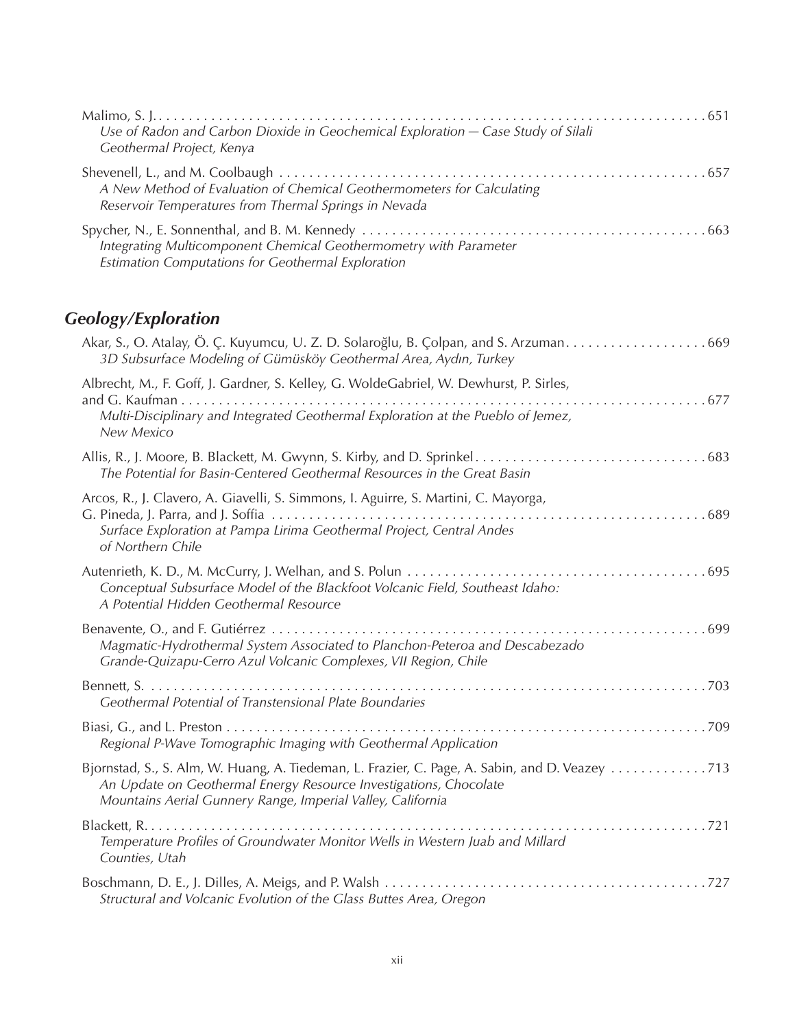Malimo, S. J. . . . . . . . . . . . . . . . . . . . . . . . . . . . . . . . . . . . . . . . . . . . . . . . . . . . . . . . . . . . . . . . . . . . . . . . . 651
*Use of Radon and Carbon Dioxide in Geochemical Exploration — Case Study of Silali Geothermal Project, Kenya*

Shevenell, L., and M. Coolbaugh . . . . . . . . . . . . . . . . . . . . . . . . . . . . . . . . . . . . . . . . . . . . . . . . . . . . . . . . . . . 657
*A New Method of Evaluation of Chemical Geothermometers for Calculating Reservoir Temperatures from Thermal Springs in Nevada*

Spycher, N., E. Sonnenthal, and B. M. Kennedy . . . . . . . . . . . . . . . . . . . . . . . . . . . . . . . . . . . . . . . . . . . . . . . 663
*Integrating Multicomponent Chemical Geothermometry with Parameter Estimation Computations for Geothermal Exploration*

## *Geology/Exploration*

Akar, S., O. Atalay, Ö. Ç. Kuyumcu, U. Z. D. Solaroğlu, B. Çolpan, and S. Arzuman. . . . . . . . . . . . . . . . . . . . 669
*3D Subsurface Modeling of Gümüsköy Geothermal Area, Aydın, Turkey*

Albrecht, M., F. Goff, J. Gardner, S. Kelley, G. WoldeGabriel, W. Dewhurst, P. Sirles, and G. Kaufman . . . . . . . . . . . . . . . . . . . . . . . . . . . . . . . . . . . . . . . . . . . . . . . . . . . . . . . . . . . . . . . . . . . . . 677
*Multi-Disciplinary and Integrated Geothermal Exploration at the Pueblo of Jemez, New Mexico*

Allis, R., J. Moore, B. Blackett, M. Gwynn, S. Kirby, and D. Sprinkel. . . . . . . . . . . . . . . . . . . . . . . . . . . . . . . . . 683
*The Potential for Basin-Centered Geothermal Resources in the Great Basin*

Arcos, R., J. Clavero, A. Giavelli, S. Simmons, I. Aguirre, S. Martini, C. Mayorga, G. Pineda, J. Parra, and J. Soffia . . . . . . . . . . . . . . . . . . . . . . . . . . . . . . . . . . . . . . . . . . . . . . . . . . . . . . . . . . . . 689
*Surface Exploration at Pampa Lirima Geothermal Project, Central Andes of Northern Chile*

Autenrieth, K. D., M. McCurry, J. Welhan, and S. Polun . . . . . . . . . . . . . . . . . . . . . . . . . . . . . . . . . . . . . . . . . 695
*Conceptual Subsurface Model of the Blackfoot Volcanic Field, Southeast Idaho: A Potential Hidden Geothermal Resource*

Benavente, O., and F. Gutiérrez . . . . . . . . . . . . . . . . . . . . . . . . . . . . . . . . . . . . . . . . . . . . . . . . . . . . . . . . . . . . 699
*Magmatic-Hydrothermal System Associated to Planchon-Peteroa and Descabezado Grande-Quizapu-Cerro Azul Volcanic Complexes, VII Region, Chile*

Bennett, S. . . . . . . . . . . . . . . . . . . . . . . . . . . . . . . . . . . . . . . . . . . . . . . . . . . . . . . . . . . . . . . . . . . . . . . . . . . . 703
*Geothermal Potential of Transtensional Plate Boundaries*

Biasi, G., and L. Preston . . . . . . . . . . . . . . . . . . . . . . . . . . . . . . . . . . . . . . . . . . . . . . . . . . . . . . . . . . . . . . . . . 709
*Regional P-Wave Tomographic Imaging with Geothermal Application*

Bjornstad, S., S. Alm, W. Huang, A. Tiedeman, L. Frazier, C. Page, A. Sabin, and D. Veazey . . . . . . . . . . . . . 713
*An Update on Geothermal Energy Resource Investigations, Chocolate Mountains Aerial Gunnery Range, Imperial Valley, California*

Blackett, R. . . . . . . . . . . . . . . . . . . . . . . . . . . . . . . . . . . . . . . . . . . . . . . . . . . . . . . . . . . . . . . . . . . . . . . . . . . . 721
*Temperature Profiles of Groundwater Monitor Wells in Western Juab and Millard Counties, Utah*

Boschmann, D. E., J. Dilles, A. Meigs, and P. Walsh . . . . . . . . . . . . . . . . . . . . . . . . . . . . . . . . . . . . . . . . . . . . 727
*Structural and Volcanic Evolution of the Glass Buttes Area, Oregon*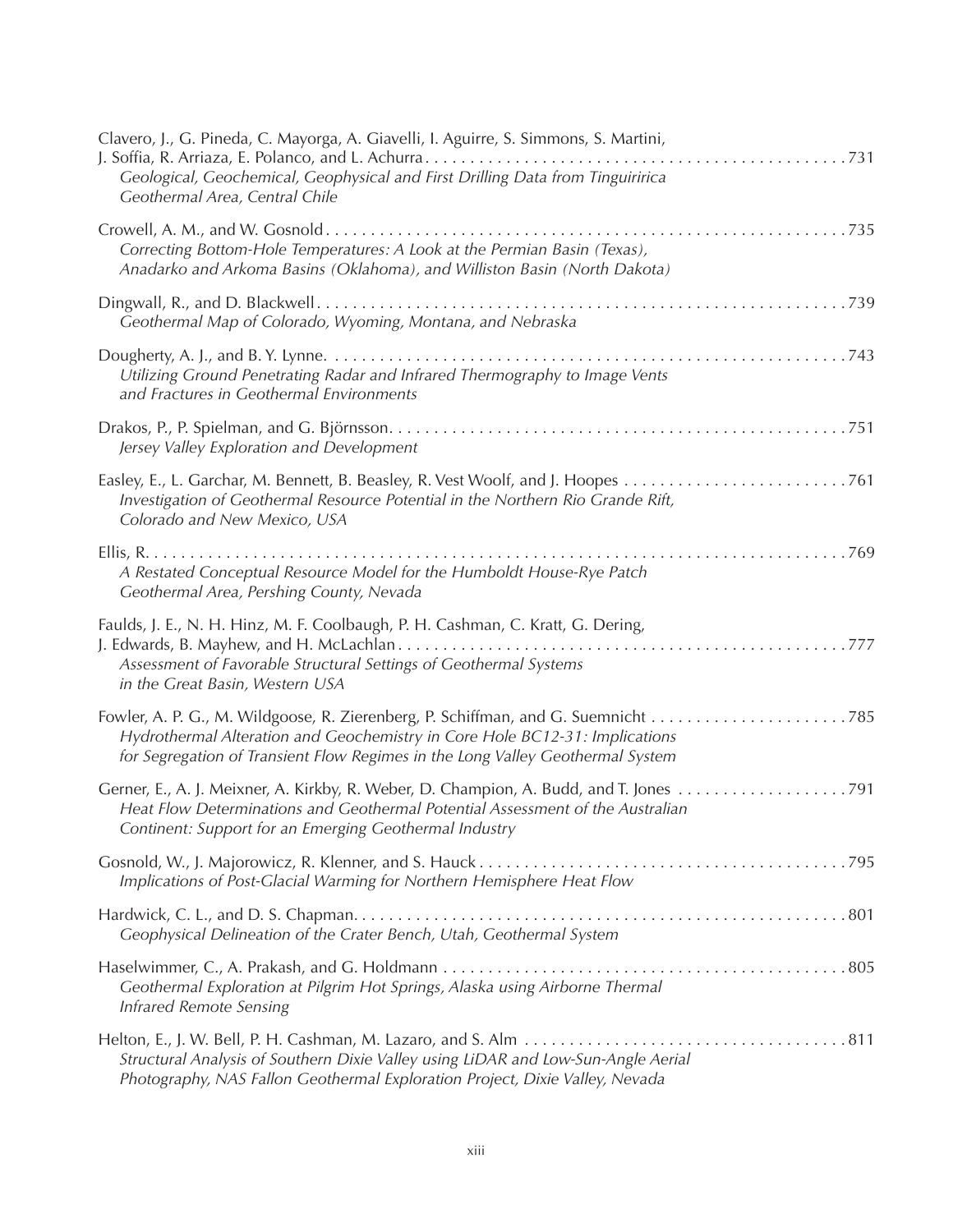Clavero, J., G. Pineda, C. Mayorga, A. Giavelli, I. Aguirre, S. Simmons, S. Martini, J. Soffia, R. Arriaza, E. Polanco, and L. Achurra . . . . . . . . . . . . . . . . . . . . . . . . . . . . . . . . . . . . . . . . . . . . . . . . . . . 731
*Geological, Geochemical, Geophysical and First Drilling Data from Tinguiririca Geothermal Area, Central Chile*

Crowell, A. M., and W. Gosnold . . . . . . . . . . . . . . . . . . . . . . . . . . . . . . . . . . . . . . . . . . . . . . . . . . . . . . . . . . . 735
*Correcting Bottom-Hole Temperatures: A Look at the Permian Basin (Texas), Anadarko and Arkoma Basins (Oklahoma), and Williston Basin (North Dakota)*

Dingwall, R., and D. Blackwell . . . . . . . . . . . . . . . . . . . . . . . . . . . . . . . . . . . . . . . . . . . . . . . . . . . . . . . . . . . . 739
*Geothermal Map of Colorado, Wyoming, Montana, and Nebraska*

Dougherty, A. J., and B. Y. Lynne. . . . . . . . . . . . . . . . . . . . . . . . . . . . . . . . . . . . . . . . . . . . . . . . . . . . . . . . . . . 743
*Utilizing Ground Penetrating Radar and Infrared Thermography to Image Vents and Fractures in Geothermal Environments*

Drakos, P., P. Spielman, and G. Björnsson. . . . . . . . . . . . . . . . . . . . . . . . . . . . . . . . . . . . . . . . . . . . . . . . . . . 751
*Jersey Valley Exploration and Development*

Easley, E., L. Garchar, M. Bennett, B. Beasley, R. Vest Woolf, and J. Hoopes . . . . . . . . . . . . . . . . . . . . . . . . . . 761
*Investigation of Geothermal Resource Potential in the Northern Rio Grande Rift, Colorado and New Mexico, USA*

Ellis, R. . . . . . . . . . . . . . . . . . . . . . . . . . . . . . . . . . . . . . . . . . . . . . . . . . . . . . . . . . . . . . . . . . . . . . . . . . . . . . 769
*A Restated Conceptual Resource Model for the Humboldt House-Rye Patch Geothermal Area, Pershing County, Nevada*

Faulds, J. E., N. H. Hinz, M. F. Coolbaugh, P. H. Cashman, C. Kratt, G. Dering, J. Edwards, B. Mayhew, and H. McLachlan . . . . . . . . . . . . . . . . . . . . . . . . . . . . . . . . . . . . . . . . . . . . . . . . . . 777
*Assessment of Favorable Structural Settings of Geothermal Systems in the Great Basin, Western USA*

Fowler, A. P. G., M. Wildgoose, R. Zierenberg, P. Schiffman, and G. Suemnicht . . . . . . . . . . . . . . . . . . . . . . . 785
*Hydrothermal Alteration and Geochemistry in Core Hole BC12-31: Implications for Segregation of Transient Flow Regimes in the Long Valley Geothermal System*

Gerner, E., A. J. Meixner, A. Kirkby, R. Weber, D. Champion, A. Budd, and T. Jones . . . . . . . . . . . . . . . . . . . 791
*Heat Flow Determinations and Geothermal Potential Assessment of the Australian Continent: Support for an Emerging Geothermal Industry*

Gosnold, W., J. Majorowicz, R. Klenner, and S. Hauck . . . . . . . . . . . . . . . . . . . . . . . . . . . . . . . . . . . . . . . . . . 795
*Implications of Post-Glacial Warming for Northern Hemisphere Heat Flow*

Hardwick, C. L., and D. S. Chapman. . . . . . . . . . . . . . . . . . . . . . . . . . . . . . . . . . . . . . . . . . . . . . . . . . . . . . . . 801
*Geophysical Delineation of the Crater Bench, Utah, Geothermal System*

Haselwimmer, C., A. Prakash, and G. Holdmann . . . . . . . . . . . . . . . . . . . . . . . . . . . . . . . . . . . . . . . . . . . . . . 805
*Geothermal Exploration at Pilgrim Hot Springs, Alaska using Airborne Thermal Infrared Remote Sensing*

Helton, E., J. W. Bell, P. H. Cashman, M. Lazaro, and S. Alm . . . . . . . . . . . . . . . . . . . . . . . . . . . . . . . . . . . . 811
*Structural Analysis of Southern Dixie Valley using LiDAR and Low-Sun-Angle Aerial Photography, NAS Fallon Geothermal Exploration Project, Dixie Valley, Nevada*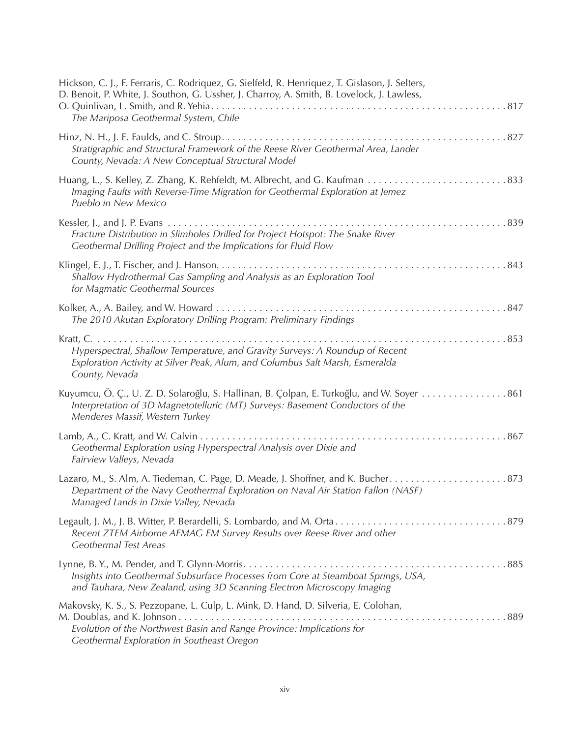Hickson, C. J., F. Ferraris, C. Rodriquez, G. Sielfeld, R. Henriquez, T. Gislason, J. Selters, D. Benoit, P. White, J. Southon, G. Ussher, J. Charroy, A. Smith, B. Lovelock, J. Lawless, O. Quinlivan, L. Smith, and R. Yehia . . . . . . . . . . 817
*The Mariposa Geothermal System, Chile*

Hinz, N. H., J. E. Faulds, and C. Stroup . . . . . . . . . . 827
*Stratigraphic and Structural Framework of the Reese River Geothermal Area, Lander County, Nevada: A New Conceptual Structural Model*

Huang, L., S. Kelley, Z. Zhang, K. Rehfeldt, M. Albrecht, and G. Kaufman . . . . . . . . . . 833
*Imaging Faults with Reverse-Time Migration for Geothermal Exploration at Jemez Pueblo in New Mexico*

Kessler, J., and J. P. Evans . . . . . . . . . . 839
*Fracture Distribution in Slimholes Drilled for Project Hotspot: The Snake River Geothermal Drilling Project and the Implications for Fluid Flow*

Klingel, E. J., T. Fischer, and J. Hanson . . . . . . . . . . 843
*Shallow Hydrothermal Gas Sampling and Analysis as an Exploration Tool for Magmatic Geothermal Sources*

Kolker, A., A. Bailey, and W. Howard . . . . . . . . . . 847
*The 2010 Akutan Exploratory Drilling Program: Preliminary Findings*

Kratt, C. . . . . . . . . . . 853
*Hyperspectral, Shallow Temperature, and Gravity Surveys: A Roundup of Recent Exploration Activity at Silver Peak, Alum, and Columbus Salt Marsh, Esmeralda County, Nevada*

Kuyumcu, Ö. Ç., U. Z. D. Solaroğlu, S. Hallinan, B. Çolpan, E. Turkoğlu, and W. Soyer . . . . . . . . . . 861
*Interpretation of 3D Magnetotelluric (MT) Surveys: Basement Conductors of the Menderes Massif, Western Turkey*

Lamb, A., C. Kratt, and W. Calvin . . . . . . . . . . 867
*Geothermal Exploration using Hyperspectral Analysis over Dixie and Fairview Valleys, Nevada*

Lazaro, M., S. Alm, A. Tiedeman, C. Page, D. Meade, J. Shoffner, and K. Bucher . . . . . . . . . . 873
*Department of the Navy Geothermal Exploration on Naval Air Station Fallon (NASF) Managed Lands in Dixie Valley, Nevada*

Legault, J. M., J. B. Witter, P. Berardelli, S. Lombardo, and M. Orta . . . . . . . . . . 879
*Recent ZTEM Airborne AFMAG EM Survey Results over Reese River and other Geothermal Test Areas*

Lynne, B. Y., M. Pender, and T. Glynn-Morris . . . . . . . . . . 885
*Insights into Geothermal Subsurface Processes from Core at Steamboat Springs, USA, and Tauhara, New Zealand, using 3D Scanning Electron Microscopy Imaging*

Makovsky, K. S., S. Pezzopane, L. Culp, L. Mink, D. Hand, D. Silveria, E. Colohan, M. Doublas, and K. Johnson . . . . . . . . . . 889
*Evolution of the Northwest Basin and Range Province: Implications for Geothermal Exploration in Southeast Oregon*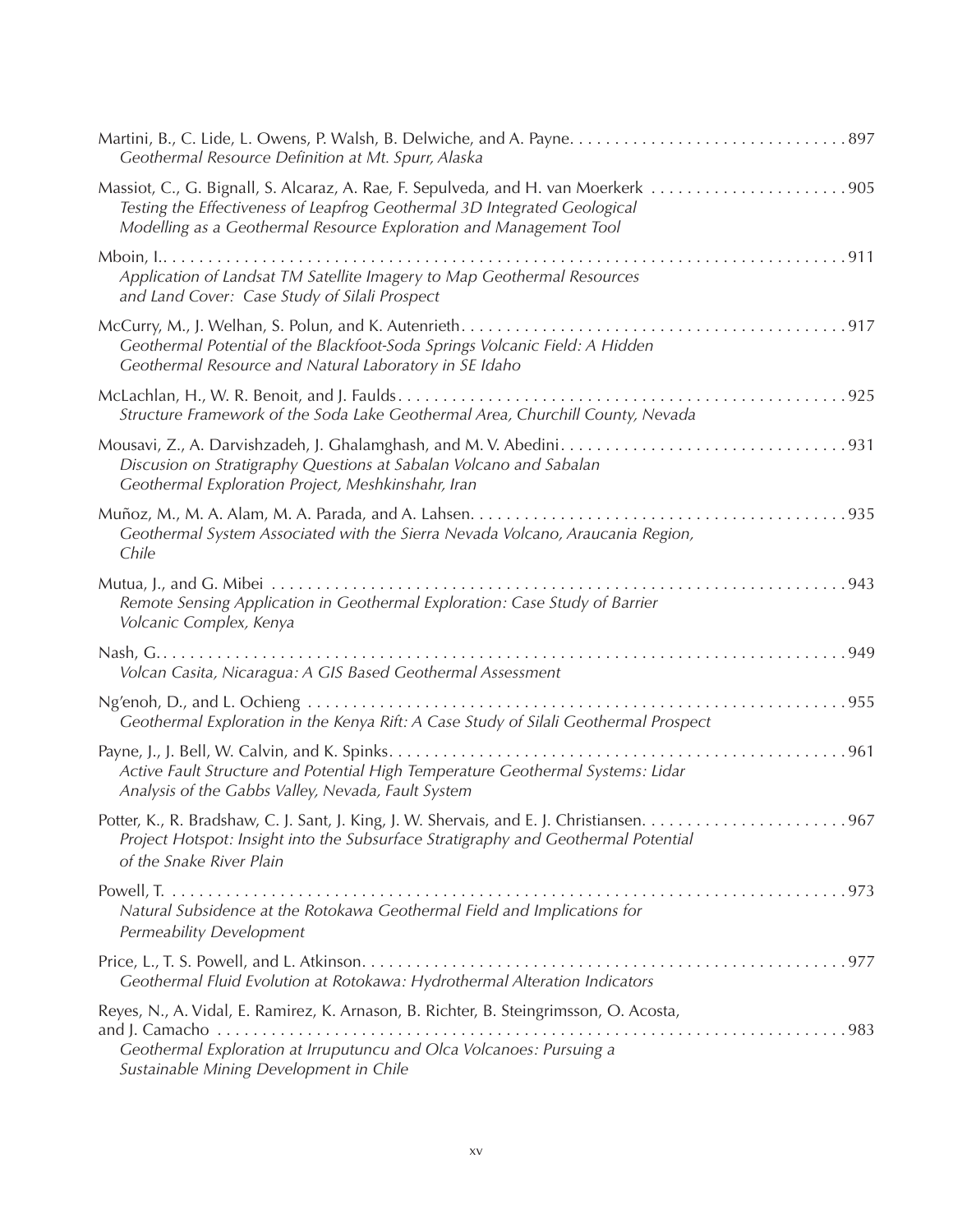Martini, B., C. Lide, L. Owens, P. Walsh, B. Delwiche, and A. Payne. . . . . . . . . . . . . . . . . . . . . . . . . . . . . . . 897
*Geothermal Resource Definition at Mt. Spurr, Alaska*

Massiot, C., G. Bignall, S. Alcaraz, A. Rae, F. Sepulveda, and H. van Moerkerk . . . . . . . . . . . . . . . . . . . . . . 905
*Testing the Effectiveness of Leapfrog Geothermal 3D Integrated Geological Modelling as a Geothermal Resource Exploration and Management Tool*

Mboin, I.. . . . . . . . . . . . . . . . . . . . . . . . . . . . . . . . . . . . . . . . . . . . . . . . . . . . . . . . . . . . . . . . . . . . . . . . . . . . 911
*Application of Landsat TM Satellite Imagery to Map Geothermal Resources and Land Cover: Case Study of Silali Prospect*

McCurry, M., J. Welhan, S. Polun, and K. Autenrieth. . . . . . . . . . . . . . . . . . . . . . . . . . . . . . . . . . . . . . . . . . . 917
*Geothermal Potential of the Blackfoot-Soda Springs Volcanic Field: A Hidden Geothermal Resource and Natural Laboratory in SE Idaho*

McLachlan, H., W. R. Benoit, and J. Faulds . . . . . . . . . . . . . . . . . . . . . . . . . . . . . . . . . . . . . . . . . . . . . . . . . . 925
*Structure Framework of the Soda Lake Geothermal Area, Churchill County, Nevada*

Mousavi, Z., A. Darvishzadeh, J. Ghalamghash, and M. V. Abedini. . . . . . . . . . . . . . . . . . . . . . . . . . . . . . . . 931
*Discusion on Stratigraphy Questions at Sabalan Volcano and Sabalan Geothermal Exploration Project, Meshkinshahr, Iran*

Muñoz, M., M. A. Alam, M. A. Parada, and A. Lahsen. . . . . . . . . . . . . . . . . . . . . . . . . . . . . . . . . . . . . . . . . . 935
*Geothermal System Associated with the Sierra Nevada Volcano, Araucania Region, Chile*

Mutua, J., and G. Mibei . . . . . . . . . . . . . . . . . . . . . . . . . . . . . . . . . . . . . . . . . . . . . . . . . . . . . . . . . . . . . . . . . . 943
*Remote Sensing Application in Geothermal Exploration: Case Study of Barrier Volcanic Complex, Kenya*

Nash, G.. . . . . . . . . . . . . . . . . . . . . . . . . . . . . . . . . . . . . . . . . . . . . . . . . . . . . . . . . . . . . . . . . . . . . . . . . . . . . . 949
*Volcan Casita, Nicaragua: A GIS Based Geothermal Assessment*

Ng'enoh, D., and L. Ochieng . . . . . . . . . . . . . . . . . . . . . . . . . . . . . . . . . . . . . . . . . . . . . . . . . . . . . . . . . . . . . 955
*Geothermal Exploration in the Kenya Rift: A Case Study of Silali Geothermal Prospect*

Payne, J., J. Bell, W. Calvin, and K. Spinks. . . . . . . . . . . . . . . . . . . . . . . . . . . . . . . . . . . . . . . . . . . . . . . . . . 961
*Active Fault Structure and Potential High Temperature Geothermal Systems: Lidar Analysis of the Gabbs Valley, Nevada, Fault System*

Potter, K., R. Bradshaw, C. J. Sant, J. King, J. W. Shervais, and E. J. Christiansen. . . . . . . . . . . . . . . . . . . . . . . 967
*Project Hotspot: Insight into the Subsurface Stratigraphy and Geothermal Potential of the Snake River Plain*

Powell, T. . . . . . . . . . . . . . . . . . . . . . . . . . . . . . . . . . . . . . . . . . . . . . . . . . . . . . . . . . . . . . . . . . . . . . . . . . . . . 973
*Natural Subsidence at the Rotokawa Geothermal Field and Implications for Permeability Development*

Price, L., T. S. Powell, and L. Atkinson. . . . . . . . . . . . . . . . . . . . . . . . . . . . . . . . . . . . . . . . . . . . . . . . . . . . . . 977
*Geothermal Fluid Evolution at Rotokawa: Hydrothermal Alteration Indicators*

Reyes, N., A. Vidal, E. Ramirez, K. Arnason, B. Richter, B. Steingrimsson, O. Acosta, and J. Camacho . . . . . . . . . . . . . . . . . . . . . . . . . . . . . . . . . . . . . . . . . . . . . . . . . . . . . . . . . . . . . . . . . . . 983
*Geothermal Exploration at Irruputuncu and Olca Volcanoes: Pursuing a Sustainable Mining Development in Chile*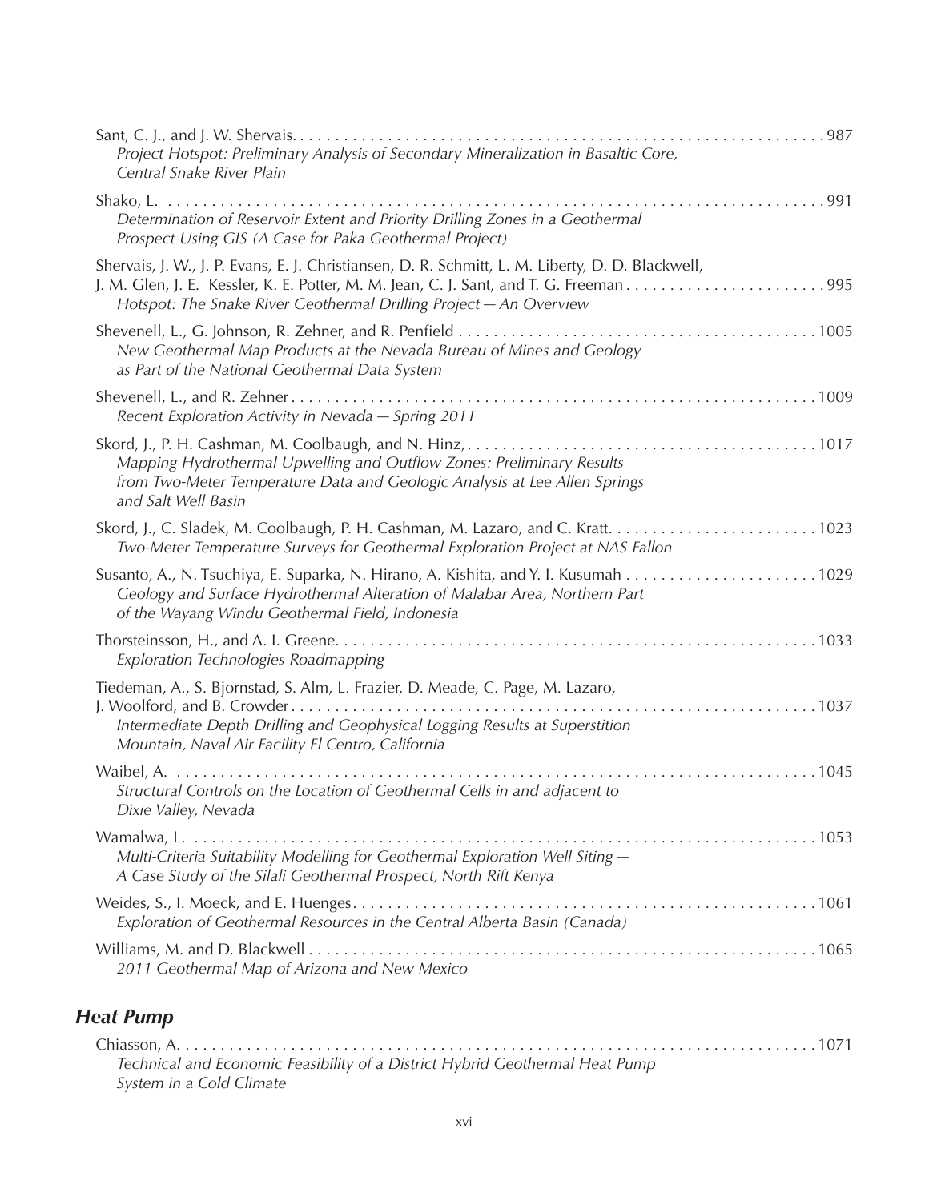Sant, C. J., and J. W. Shervais. . . . . . . . . . 987
*Project Hotspot: Preliminary Analysis of Secondary Mineralization in Basaltic Core, Central Snake River Plain*

Shako, L. . . . . . . . . . 991
*Determination of Reservoir Extent and Priority Drilling Zones in a Geothermal Prospect Using GIS (A Case for Paka Geothermal Project)*

Shervais, J. W., J. P. Evans, E. J. Christiansen, D. R. Schmitt, L. M. Liberty, D. D. Blackwell, J. M. Glen, J. E. Kessler, K. E. Potter, M. M. Jean, C. J. Sant, and T. G. Freeman . . . . . . . . . . 995
*Hotspot: The Snake River Geothermal Drilling Project — An Overview*

Shevenell, L., G. Johnson, R. Zehner, and R. Penfield . . . . . . . . . . 1005
*New Geothermal Map Products at the Nevada Bureau of Mines and Geology as Part of the National Geothermal Data System*

Shevenell, L., and R. Zehner . . . . . . . . . . 1009
*Recent Exploration Activity in Nevada — Spring 2011*

Skord, J., P. H. Cashman, M. Coolbaugh, and N. Hinz, . . . . . . . . . . 1017
*Mapping Hydrothermal Upwelling and Outflow Zones: Preliminary Results from Two-Meter Temperature Data and Geologic Analysis at Lee Allen Springs and Salt Well Basin*

Skord, J., C. Sladek, M. Coolbaugh, P. H. Cashman, M. Lazaro, and C. Kratt. . . . . . . . . . 1023
*Two-Meter Temperature Surveys for Geothermal Exploration Project at NAS Fallon*

Susanto, A., N. Tsuchiya, E. Suparka, N. Hirano, A. Kishita, and Y. I. Kusumah . . . . . . . . . . 1029
*Geology and Surface Hydrothermal Alteration of Malabar Area, Northern Part of the Wayang Windu Geothermal Field, Indonesia*

Thorsteinsson, H., and A. I. Greene. . . . . . . . . . 1033
*Exploration Technologies Roadmapping*

Tiedeman, A., S. Bjornstad, S. Alm, L. Frazier, D. Meade, C. Page, M. Lazaro, J. Woolford, and B. Crowder . . . . . . . . . . 1037
*Intermediate Depth Drilling and Geophysical Logging Results at Superstition Mountain, Naval Air Facility El Centro, California*

Waibel, A. . . . . . . . . . . 1045
*Structural Controls on the Location of Geothermal Cells in and adjacent to Dixie Valley, Nevada*

Wamalwa, L. . . . . . . . . . . 1053
*Multi-Criteria Suitability Modelling for Geothermal Exploration Well Siting — A Case Study of the Silali Geothermal Prospect, North Rift Kenya*

Weides, S., I. Moeck, and E. Huenges. . . . . . . . . . 1061
*Exploration of Geothermal Resources in the Central Alberta Basin (Canada)*

Williams, M. and D. Blackwell . . . . . . . . . . 1065
*2011 Geothermal Map of Arizona and New Mexico*

## Heat Pump

Chiasson, A. . . . . . . . . . . 1071
*Technical and Economic Feasibility of a District Hybrid Geothermal Heat Pump System in a Cold Climate*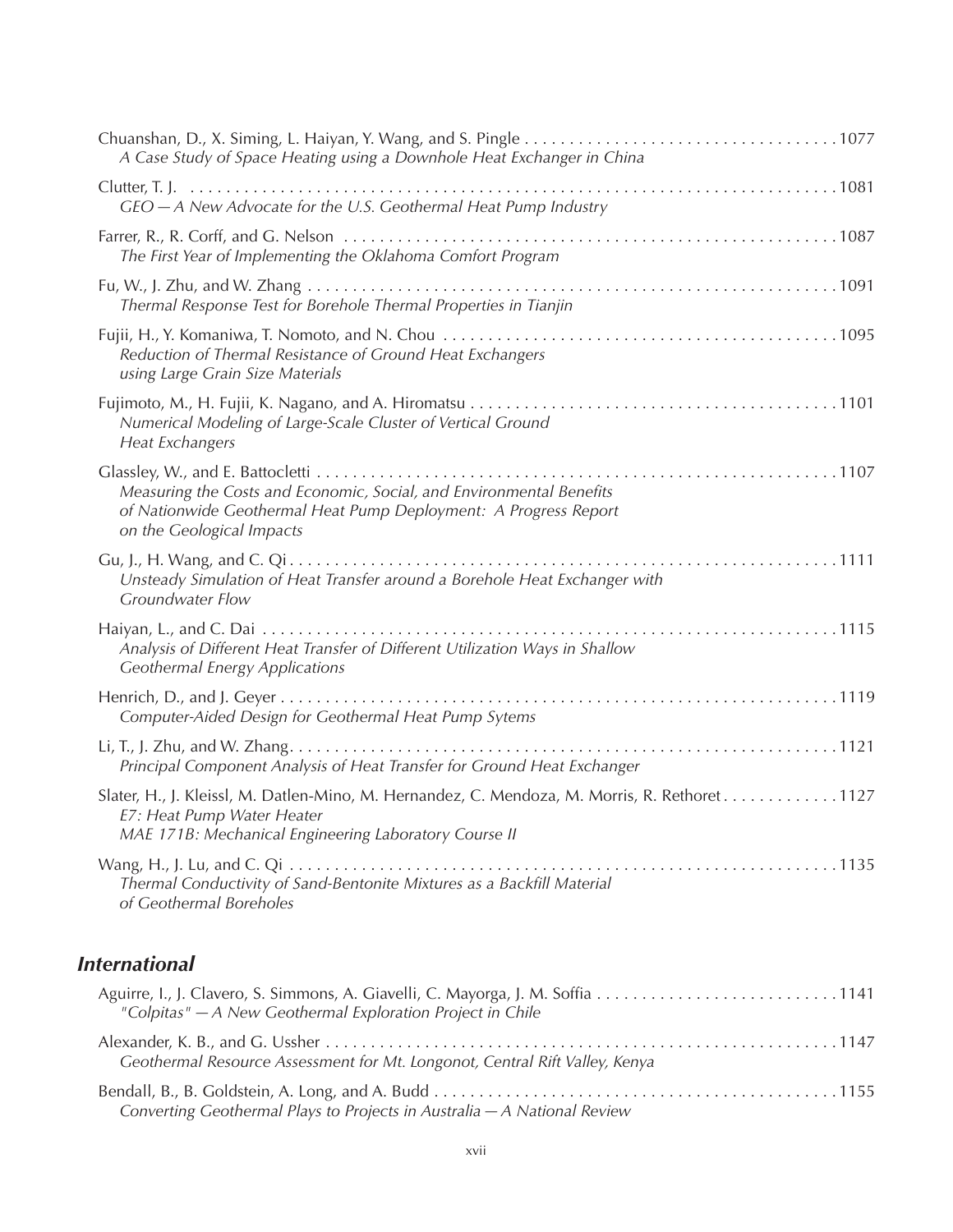Chuanshan, D., X. Siming, L. Haiyan, Y. Wang, and S. Pingle . . . . . . . . . . 1077
*A Case Study of Space Heating using a Downhole Heat Exchanger in China*

Clutter, T. J. . . . . . . . . . . 1081
*GEO — A New Advocate for the U.S. Geothermal Heat Pump Industry*

Farrer, R., R. Corff, and G. Nelson . . . . . . . . . . 1087
*The First Year of Implementing the Oklahoma Comfort Program*

Fu, W., J. Zhu, and W. Zhang . . . . . . . . . . 1091
*Thermal Response Test for Borehole Thermal Properties in Tianjin*

Fujii, H., Y. Komaniwa, T. Nomoto, and N. Chou . . . . . . . . . . 1095
*Reduction of Thermal Resistance of Ground Heat Exchangers using Large Grain Size Materials*

Fujimoto, M., H. Fujii, K. Nagano, and A. Hiromatsu . . . . . . . . . . 1101
*Numerical Modeling of Large-Scale Cluster of Vertical Ground Heat Exchangers*

Glassley, W., and E. Battocletti . . . . . . . . . . 1107
*Measuring the Costs and Economic, Social, and Environmental Benefits of Nationwide Geothermal Heat Pump Deployment: A Progress Report on the Geological Impacts*

Gu, J., H. Wang, and C. Qi . . . . . . . . . . 1111
*Unsteady Simulation of Heat Transfer around a Borehole Heat Exchanger with Groundwater Flow*

Haiyan, L., and C. Dai . . . . . . . . . . 1115
*Analysis of Different Heat Transfer of Different Utilization Ways in Shallow Geothermal Energy Applications*

Henrich, D., and J. Geyer . . . . . . . . . . 1119
*Computer-Aided Design for Geothermal Heat Pump Sytems*

Li, T., J. Zhu, and W. Zhang . . . . . . . . . . 1121
*Principal Component Analysis of Heat Transfer for Ground Heat Exchanger*

Slater, H., J. Kleissl, M. Datlen-Mino, M. Hernandez, C. Mendoza, M. Morris, R. Rethoret . . . . . . . . . . 1127
*E7: Heat Pump Water Heater*
*MAE 171B: Mechanical Engineering Laboratory Course II*

Wang, H., J. Lu, and C. Qi . . . . . . . . . . 1135
*Thermal Conductivity of Sand-Bentonite Mixtures as a Backfill Material of Geothermal Boreholes*

## *International*

Aguirre, I., J. Clavero, S. Simmons, A. Giavelli, C. Mayorga, J. M. Soffia . . . . . . . . . . 1141
*"Colpitas" — A New Geothermal Exploration Project in Chile*

Alexander, K. B., and G. Ussher . . . . . . . . . . 1147
*Geothermal Resource Assessment for Mt. Longonot, Central Rift Valley, Kenya*

Bendall, B., B. Goldstein, A. Long, and A. Budd . . . . . . . . . . 1155
*Converting Geothermal Plays to Projects in Australia — A National Review*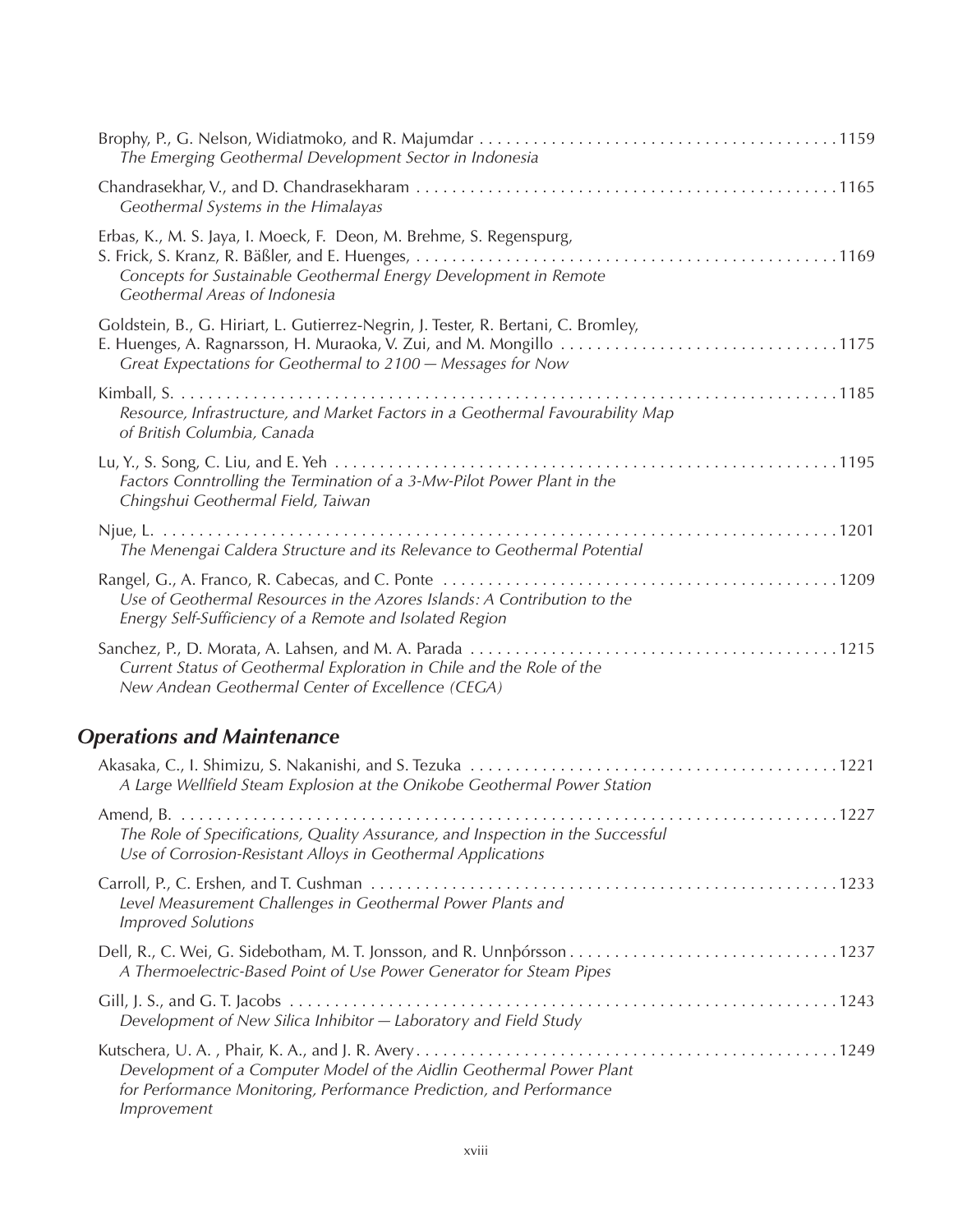Brophy, P., G. Nelson, Widiatmoko, and R. Majumdar . . . . . . . . . . . . . . . . . . . . . . . . . . . . . . . . . . . . . . . . . 1159
*The Emerging Geothermal Development Sector in Indonesia*

Chandrasekhar, V., and D. Chandrasekharam . . . . . . . . . . . . . . . . . . . . . . . . . . . . . . . . . . . . . . . . . . . . . . . 1165
*Geothermal Systems in the Himalayas*

Erbas, K., M. S. Jaya, I. Moeck, F. Deon, M. Brehme, S. Regenspurg,
S. Frick, S. Kranz, R. Bäßler, and E. Huenges, . . . . . . . . . . . . . . . . . . . . . . . . . . . . . . . . . . . . . . . . . . . . . . . 1169
*Concepts for Sustainable Geothermal Energy Development in Remote Geothermal Areas of Indonesia*

Goldstein, B., G. Hiriart, L. Gutierrez-Negrin, J. Tester, R. Bertani, C. Bromley,
E. Huenges, A. Ragnarsson, H. Muraoka, V. Zui, and M. Mongillo . . . . . . . . . . . . . . . . . . . . . . . . . . . . . . . 1175
*Great Expectations for Geothermal to 2100 — Messages for Now*

Kimball, S. . . . . . . . . . . . . . . . . . . . . . . . . . . . . . . . . . . . . . . . . . . . . . . . . . . . . . . . . . . . . . . . . . . . . . . . . . 1185
*Resource, Infrastructure, and Market Factors in a Geothermal Favourability Map of British Columbia, Canada*

Lu, Y., S. Song, C. Liu, and E. Yeh . . . . . . . . . . . . . . . . . . . . . . . . . . . . . . . . . . . . . . . . . . . . . . . . . . . . . . . . 1195
*Factors Conntrolling the Termination of a 3-Mw-Pilot Power Plant in the Chingshui Geothermal Field, Taiwan*

Njue, L. . . . . . . . . . . . . . . . . . . . . . . . . . . . . . . . . . . . . . . . . . . . . . . . . . . . . . . . . . . . . . . . . . . . . . . . . . . 1201
*The Menengai Caldera Structure and its Relevance to Geothermal Potential*

Rangel, G., A. Franco, R. Cabecas, and C. Ponte . . . . . . . . . . . . . . . . . . . . . . . . . . . . . . . . . . . . . . . . . . . . 1209
*Use of Geothermal Resources in the Azores Islands: A Contribution to the Energy Self-Sufficiency of a Remote and Isolated Region*

Sanchez, P., D. Morata, A. Lahsen, and M. A. Parada . . . . . . . . . . . . . . . . . . . . . . . . . . . . . . . . . . . . . . . . . 1215
*Current Status of Geothermal Exploration in Chile and the Role of the New Andean Geothermal Center of Excellence (CEGA)*

## Operations and Maintenance

Akasaka, C., I. Shimizu, S. Nakanishi, and S. Tezuka . . . . . . . . . . . . . . . . . . . . . . . . . . . . . . . . . . . . . . . . . 1221
*A Large Wellfield Steam Explosion at the Onikobe Geothermal Power Station*

Amend, B. . . . . . . . . . . . . . . . . . . . . . . . . . . . . . . . . . . . . . . . . . . . . . . . . . . . . . . . . . . . . . . . . . . . . . . . . . 1227
*The Role of Specifications, Quality Assurance, and Inspection in the Successful Use of Corrosion-Resistant Alloys in Geothermal Applications*

Carroll, P., C. Ershen, and T. Cushman . . . . . . . . . . . . . . . . . . . . . . . . . . . . . . . . . . . . . . . . . . . . . . . . . . . . 1233
*Level Measurement Challenges in Geothermal Power Plants and Improved Solutions*

Dell, R., C. Wei, G. Sidebotham, M. T. Jonsson, and R. Unnþórsson . . . . . . . . . . . . . . . . . . . . . . . . . . . . . . . 1237
*A Thermoelectric-Based Point of Use Power Generator for Steam Pipes*

Gill, J. S., and G. T. Jacobs . . . . . . . . . . . . . . . . . . . . . . . . . . . . . . . . . . . . . . . . . . . . . . . . . . . . . . . . . . . . . 1243
*Development of New Silica Inhibitor — Laboratory and Field Study*

Kutschera, U. A. , Phair, K. A., and J. R. Avery . . . . . . . . . . . . . . . . . . . . . . . . . . . . . . . . . . . . . . . . . . . . . . . 1249
*Development of a Computer Model of the Aidlin Geothermal Power Plant for Performance Monitoring, Performance Prediction, and Performance Improvement*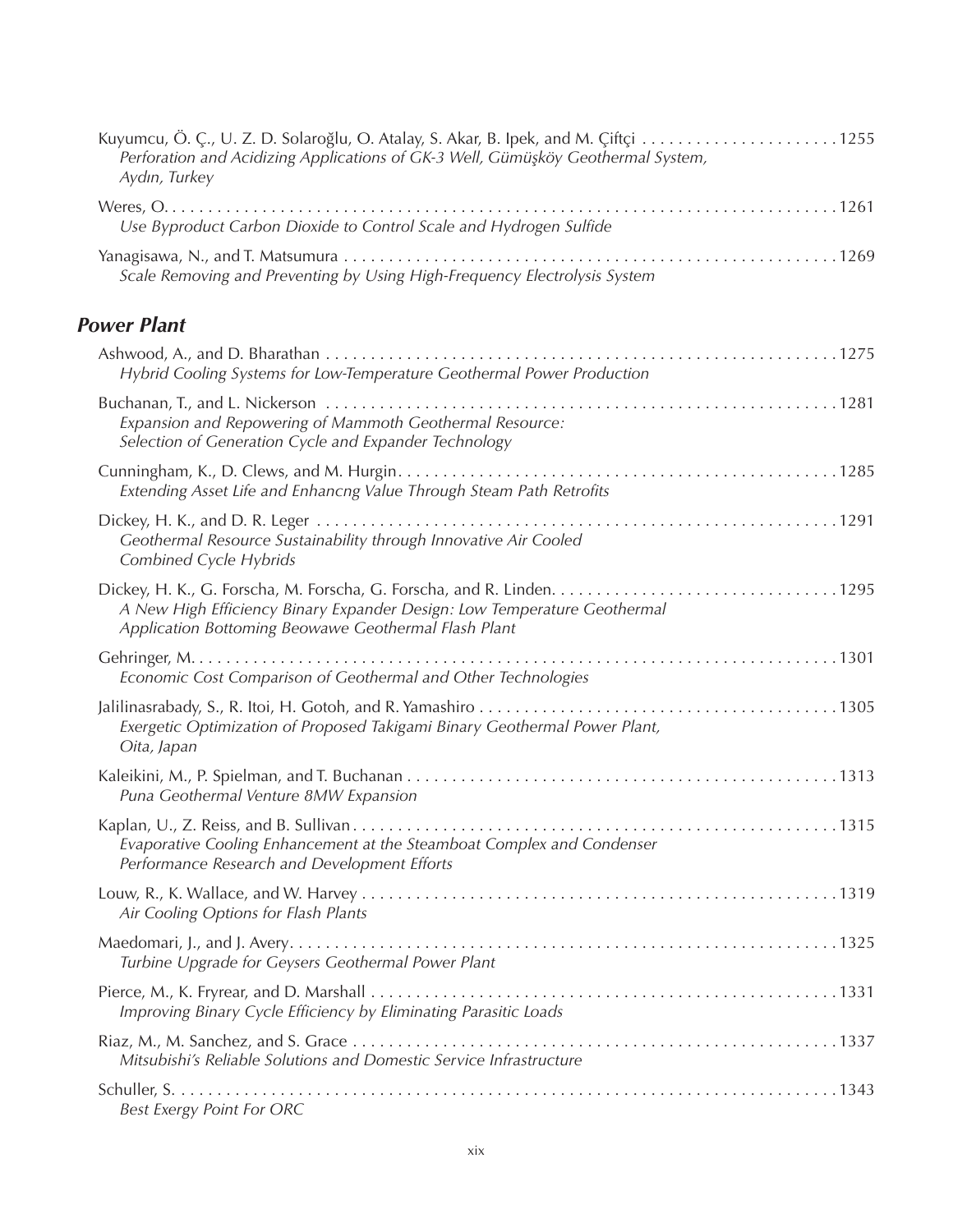Kuyumcu, Ö. Ç., U. Z. D. Solaroğlu, O. Atalay, S. Akar, B. Ipek, and M. Çiftçi . . . . . . . . . . . . . . . . . . . . . . 1255
*Perforation and Acidizing Applications of GK-3 Well, Gümüşköy Geothermal System, Aydın, Turkey*

Weres, O. . . . . . . . . . . . . . . . . . . . . . . . . . . . . . . . . . . . . . . . . . . . . . . . . . . . . . . . . . . . . . . . . . . . . . . . . 1261
*Use Byproduct Carbon Dioxide to Control Scale and Hydrogen Sulfide*

Yanagisawa, N., and T. Matsumura . . . . . . . . . . . . . . . . . . . . . . . . . . . . . . . . . . . . . . . . . . . . . . . . . . . . . . 1269
*Scale Removing and Preventing by Using High-Frequency Electrolysis System*

## Power Plant

Ashwood, A., and D. Bharathan . . . . . . . . . . . . . . . . . . . . . . . . . . . . . . . . . . . . . . . . . . . . . . . . . . . . . . . . . 1275
*Hybrid Cooling Systems for Low-Temperature Geothermal Power Production*

Buchanan, T., and L. Nickerson . . . . . . . . . . . . . . . . . . . . . . . . . . . . . . . . . . . . . . . . . . . . . . . . . . . . . . . . 1281
*Expansion and Repowering of Mammoth Geothermal Resource: Selection of Generation Cycle and Expander Technology*

Cunningham, K., D. Clews, and M. Hurgin. . . . . . . . . . . . . . . . . . . . . . . . . . . . . . . . . . . . . . . . . . . . . . . . . 1285
*Extending Asset Life and Enhancng Value Through Steam Path Retrofits*

Dickey, H. K., and D. R. Leger . . . . . . . . . . . . . . . . . . . . . . . . . . . . . . . . . . . . . . . . . . . . . . . . . . . . . . . . . 1291
*Geothermal Resource Sustainability through Innovative Air Cooled Combined Cycle Hybrids*

Dickey, H. K., G. Forscha, M. Forscha, G. Forscha, and R. Linden. . . . . . . . . . . . . . . . . . . . . . . . . . . . . . . . 1295
*A New High Efficiency Binary Expander Design: Low Temperature Geothermal Application Bottoming Beowawe Geothermal Flash Plant*

Gehringer, M. . . . . . . . . . . . . . . . . . . . . . . . . . . . . . . . . . . . . . . . . . . . . . . . . . . . . . . . . . . . . . . . . . . . . . . 1301
*Economic Cost Comparison of Geothermal and Other Technologies*

Jalilinasrabady, S., R. Itoi, H. Gotoh, and R. Yamashiro . . . . . . . . . . . . . . . . . . . . . . . . . . . . . . . . . . . . . . . . 1305
*Exergetic Optimization of Proposed Takigami Binary Geothermal Power Plant, Oita, Japan*

Kaleikini, M., P. Spielman, and T. Buchanan . . . . . . . . . . . . . . . . . . . . . . . . . . . . . . . . . . . . . . . . . . . . . . . . 1313
*Puna Geothermal Venture 8MW Expansion*

Kaplan, U., Z. Reiss, and B. Sullivan . . . . . . . . . . . . . . . . . . . . . . . . . . . . . . . . . . . . . . . . . . . . . . . . . . . . . . 1315
*Evaporative Cooling Enhancement at the Steamboat Complex and Condenser Performance Research and Development Efforts*

Louw, R., K. Wallace, and W. Harvey . . . . . . . . . . . . . . . . . . . . . . . . . . . . . . . . . . . . . . . . . . . . . . . . . . . . . 1319
*Air Cooling Options for Flash Plants*

Maedomari, J., and J. Avery. . . . . . . . . . . . . . . . . . . . . . . . . . . . . . . . . . . . . . . . . . . . . . . . . . . . . . . . . . . . . 1325
*Turbine Upgrade for Geysers Geothermal Power Plant*

Pierce, M., K. Fryrear, and D. Marshall . . . . . . . . . . . . . . . . . . . . . . . . . . . . . . . . . . . . . . . . . . . . . . . . . . . . 1331
*Improving Binary Cycle Efficiency by Eliminating Parasitic Loads*

Riaz, M., M. Sanchez, and S. Grace . . . . . . . . . . . . . . . . . . . . . . . . . . . . . . . . . . . . . . . . . . . . . . . . . . . . . . 1337
*Mitsubishi's Reliable Solutions and Domestic Service Infrastructure*

Schuller, S. . . . . . . . . . . . . . . . . . . . . . . . . . . . . . . . . . . . . . . . . . . . . . . . . . . . . . . . . . . . . . . . . . . . . . . . . 1343
*Best Exergy Point For ORC*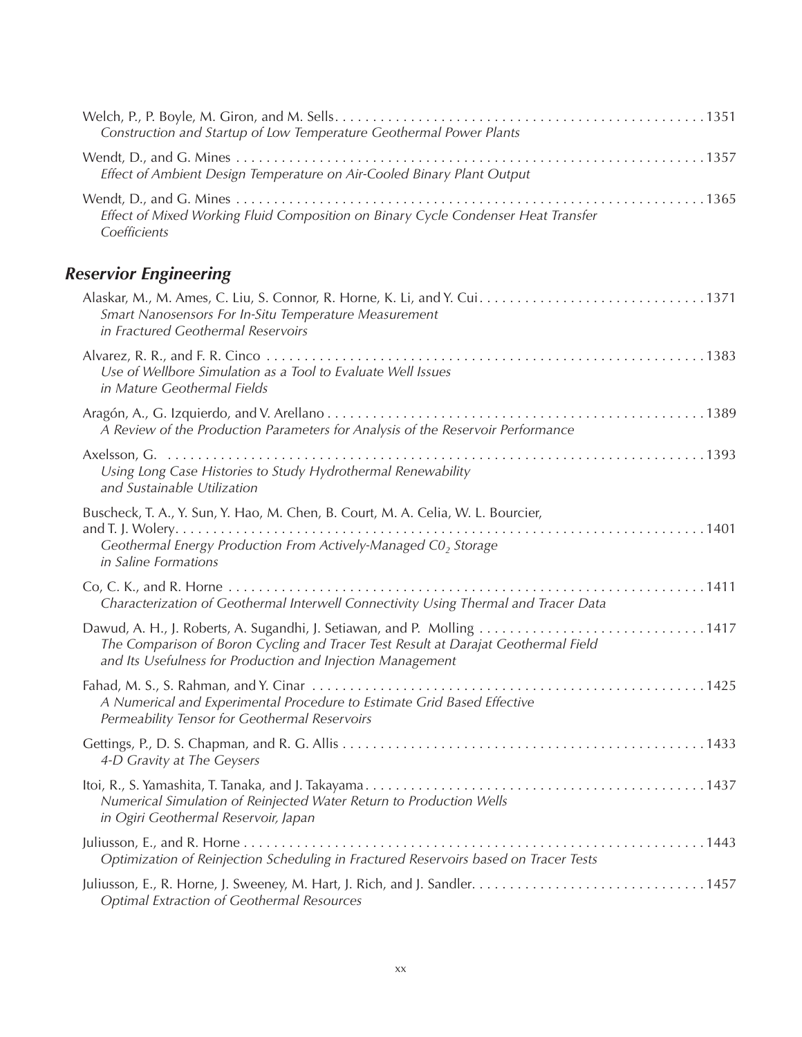Welch, P., P. Boyle, M. Giron, and M. Sells . . . . . . . . . . . . . . . . . . . . . . . . . . . . . . . . . . . . . . . . . . . . . . . . . . 1351
*Construction and Startup of Low Temperature Geothermal Power Plants*

Wendt, D., and G. Mines . . . . . . . . . . . . . . . . . . . . . . . . . . . . . . . . . . . . . . . . . . . . . . . . . . . . . . . . . . . . . . 1357
*Effect of Ambient Design Temperature on Air-Cooled Binary Plant Output*

Wendt, D., and G. Mines . . . . . . . . . . . . . . . . . . . . . . . . . . . . . . . . . . . . . . . . . . . . . . . . . . . . . . . . . . . . . . 1365
*Effect of Mixed Working Fluid Composition on Binary Cycle Condenser Heat Transfer Coefficients*

## *Reservior Engineering*

Alaskar, M., M. Ames, C. Liu, S. Connor, R. Horne, K. Li, and Y. Cui . . . . . . . . . . . . . . . . . . . . . . . . . . . . . . . 1371
*Smart Nanosensors For In-Situ Temperature Measurement in Fractured Geothermal Reservoirs*

Alvarez, R. R., and F. R. Cinco . . . . . . . . . . . . . . . . . . . . . . . . . . . . . . . . . . . . . . . . . . . . . . . . . . . . . . . . . 1383
*Use of Wellbore Simulation as a Tool to Evaluate Well Issues in Mature Geothermal Fields*

Aragón, A., G. Izquierdo, and V. Arellano . . . . . . . . . . . . . . . . . . . . . . . . . . . . . . . . . . . . . . . . . . . . . . . . . . 1389
*A Review of the Production Parameters for Analysis of the Reservoir Performance*

Axelsson, G. . . . . . . . . . . . . . . . . . . . . . . . . . . . . . . . . . . . . . . . . . . . . . . . . . . . . . . . . . . . . . . . . . . . . . . . 1393
*Using Long Case Histories to Study Hydrothermal Renewability and Sustainable Utilization*

Buscheck, T. A., Y. Sun, Y. Hao, M. Chen, B. Court, M. A. Celia, W. L. Bourcier, and T. J. Wolery . . . . . . . . . . . . . . . . . . . . . . . . . . . . . . . . . . . . . . . . . . . . . . . . . . . . . . . . . . . . . . . . . . . . 1401
*Geothermal Energy Production From Actively-Managed $C0_2$ Storage in Saline Formations*

Co, C. K., and R. Horne . . . . . . . . . . . . . . . . . . . . . . . . . . . . . . . . . . . . . . . . . . . . . . . . . . . . . . . . . . . . . . . 1411
*Characterization of Geothermal Interwell Connectivity Using Thermal and Tracer Data*

Dawud, A. H., J. Roberts, A. Sugandhi, J. Setiawan, and P. Molling . . . . . . . . . . . . . . . . . . . . . . . . . . . . . . . 1417
*The Comparison of Boron Cycling and Tracer Test Result at Darajat Geothermal Field and Its Usefulness for Production and Injection Management*

Fahad, M. S., S. Rahman, and Y. Cinar . . . . . . . . . . . . . . . . . . . . . . . . . . . . . . . . . . . . . . . . . . . . . . . . . . . . 1425
*A Numerical and Experimental Procedure to Estimate Grid Based Effective Permeability Tensor for Geothermal Reservoirs*

Gettings, P., D. S. Chapman, and R. G. Allis . . . . . . . . . . . . . . . . . . . . . . . . . . . . . . . . . . . . . . . . . . . . . . . . 1433
*4-D Gravity at The Geysers*

Itoi, R., S. Yamashita, T. Tanaka, and J. Takayama . . . . . . . . . . . . . . . . . . . . . . . . . . . . . . . . . . . . . . . . . . . . 1437
*Numerical Simulation of Reinjected Water Return to Production Wells in Ogiri Geothermal Reservoir, Japan*

Juliusson, E., and R. Horne . . . . . . . . . . . . . . . . . . . . . . . . . . . . . . . . . . . . . . . . . . . . . . . . . . . . . . . . . . . . 1443
*Optimization of Reinjection Scheduling in Fractured Reservoirs based on Tracer Tests*

Juliusson, E., R. Horne, J. Sweeney, M. Hart, J. Rich, and J. Sandler . . . . . . . . . . . . . . . . . . . . . . . . . . . . . . 1457
*Optimal Extraction of Geothermal Resources*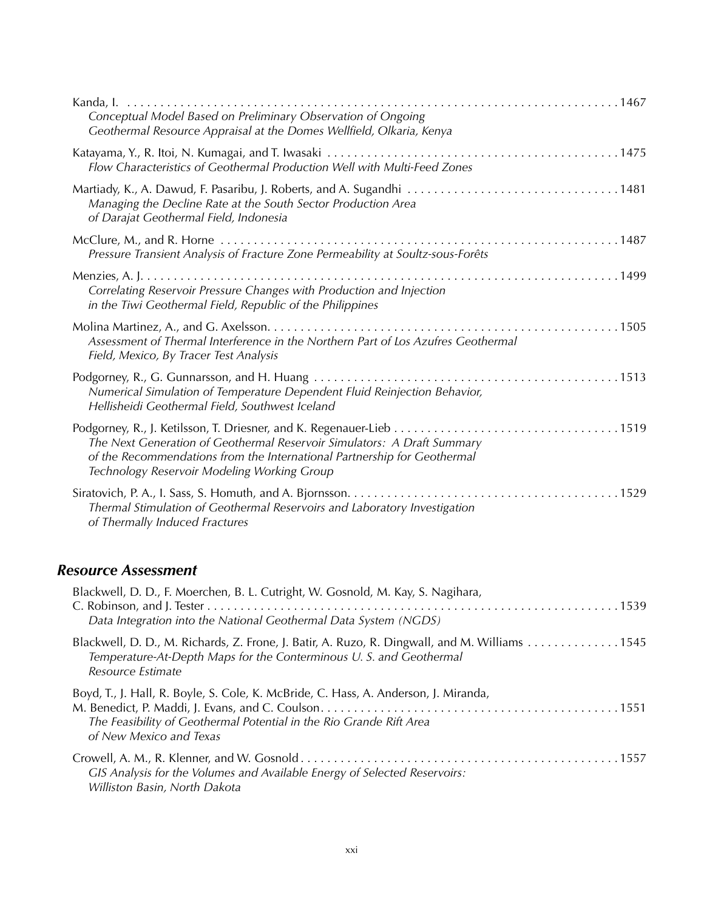Kanda, I. . . . . . . . . . . . . . . . . . . . . . . . . . . . . . . . . . . . . . . . . . . . . . . . . . . . . . . . . . . . . . . . . . . . . . . . . . . .1467
*Conceptual Model Based on Preliminary Observation of Ongoing Geothermal Resource Appraisal at the Domes Wellfield, Olkaria, Kenya*

Katayama, Y., R. Itoi, N. Kumagai, and T. Iwasaki . . . . . . . . . . . . . . . . . . . . . . . . . . . . . . . . . . . . . . . . . . . .1475
*Flow Characteristics of Geothermal Production Well with Multi-Feed Zones*

Martiady, K., A. Dawud, F. Pasaribu, J. Roberts, and A. Sugandhi . . . . . . . . . . . . . . . . . . . . . . . . . . . . . . . .1481
*Managing the Decline Rate at the South Sector Production Area of Darajat Geothermal Field, Indonesia*

McClure, M., and R. Horne . . . . . . . . . . . . . . . . . . . . . . . . . . . . . . . . . . . . . . . . . . . . . . . . . . . . . . . . . . . . .1487
*Pressure Transient Analysis of Fracture Zone Permeability at Soultz-sous-Forêts*

Menzies, A. J. . . . . . . . . . . . . . . . . . . . . . . . . . . . . . . . . . . . . . . . . . . . . . . . . . . . . . . . . . . . . . . . . . . . . .1499
*Correlating Reservoir Pressure Changes with Production and Injection in the Tiwi Geothermal Field, Republic of the Philippines*

Molina Martinez, A., and G. Axelsson. . . . . . . . . . . . . . . . . . . . . . . . . . . . . . . . . . . . . . . . . . . . . . . . . . . . .1505
*Assessment of Thermal Interference in the Northern Part of Los Azufres Geothermal Field, Mexico, By Tracer Test Analysis*

Podgorney, R., G. Gunnarsson, and H. Huang . . . . . . . . . . . . . . . . . . . . . . . . . . . . . . . . . . . . . . . . . . . . . . .1513
*Numerical Simulation of Temperature Dependent Fluid Reinjection Behavior, Hellisheidi Geothermal Field, Southwest Iceland*

Podgorney, R., J. Ketilsson, T. Driesner, and K. Regenauer-Lieb . . . . . . . . . . . . . . . . . . . . . . . . . . . . . . . . . .1519
*The Next Generation of Geothermal Reservoir Simulators: A Draft Summary of the Recommendations from the International Partnership for Geothermal Technology Reservoir Modeling Working Group*

Siratovich, P. A., I. Sass, S. Homuth, and A. Bjornsson. . . . . . . . . . . . . . . . . . . . . . . . . . . . . . . . . . . . . . . . .1529
*Thermal Stimulation of Geothermal Reservoirs and Laboratory Investigation of Thermally Induced Fractures*

## Resource Assessment

Blackwell, D. D., F. Moerchen, B. L. Cutright, W. Gosnold, M. Kay, S. Nagihara, C. Robinson, and J. Tester . . . . . . . . . . . . . . . . . . . . . . . . . . . . . . . . . . . . . . . . . . . . . . . . . . . . . . . . . . . . . .1539
*Data Integration into the National Geothermal Data System (NGDS)*

Blackwell, D. D., M. Richards, Z. Frone, J. Batir, A. Ruzo, R. Dingwall, and M. Williams . . . . . . . . . . . . . .1545
*Temperature-At-Depth Maps for the Conterminous U. S. and Geothermal Resource Estimate*

Boyd, T., J. Hall, R. Boyle, S. Cole, K. McBride, C. Hass, A. Anderson, J. Miranda, M. Benedict, P. Maddi, J. Evans, and C. Coulson. . . . . . . . . . . . . . . . . . . . . . . . . . . . . . . . . . . . . . . . . . . . .1551
*The Feasibility of Geothermal Potential in the Rio Grande Rift Area of New Mexico and Texas*

Crowell, A. M., R. Klenner, and W. Gosnold . . . . . . . . . . . . . . . . . . . . . . . . . . . . . . . . . . . . . . . . . . . . . . . .1557
*GIS Analysis for the Volumes and Available Energy of Selected Reservoirs: Williston Basin, North Dakota*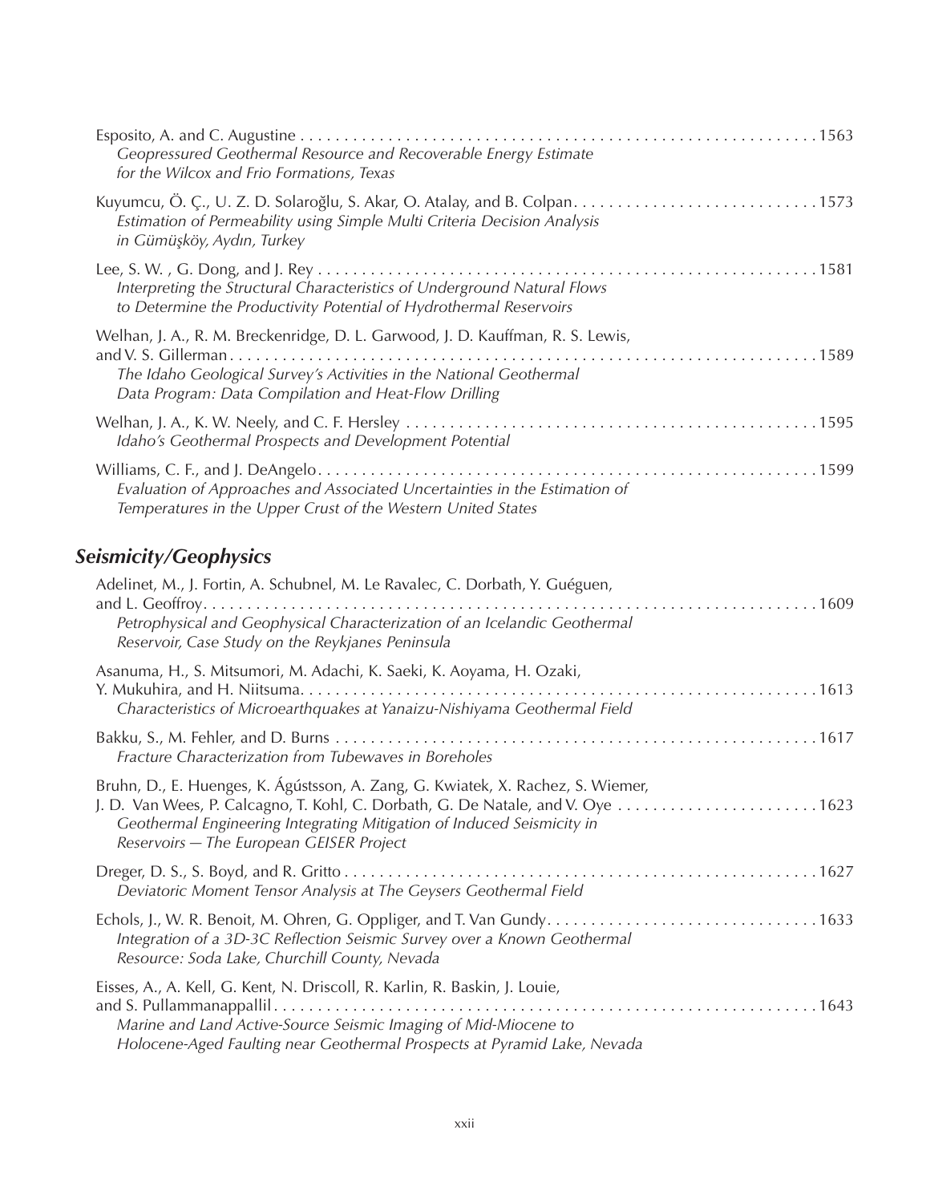Esposito, A. and C. Augustine . . . . . . . . . . . . . . . . . . . . . . . . . . . . . . . . . . . . . . . . . . . . . . . . . . . . . . . . . . . 1563
*Geopressured Geothermal Resource and Recoverable Energy Estimate for the Wilcox and Frio Formations, Texas*

Kuyumcu, Ö. Ç., U. Z. D. Solaroğlu, S. Akar, O. Atalay, and B. Colpan . . . . . . . . . . . . . . . . . . . . . . . . . . . . 1573
*Estimation of Permeability using Simple Multi Criteria Decision Analysis in Gümüşköy, Aydın, Turkey*

Lee, S. W. , G. Dong, and J. Rey . . . . . . . . . . . . . . . . . . . . . . . . . . . . . . . . . . . . . . . . . . . . . . . . . . . . . . . . . 1581
*Interpreting the Structural Characteristics of Underground Natural Flows to Determine the Productivity Potential of Hydrothermal Reservoirs*

Welhan, J. A., R. M. Breckenridge, D. L. Garwood, J. D. Kauffman, R. S. Lewis, and V. S. Gillerman . . . . . . . . . . . . . . . . . . . . . . . . . . . . . . . . . . . . . . . . . . . . . . . . . . . . . . . . . . . . . . . . . . . 1589
*The Idaho Geological Survey's Activities in the National Geothermal Data Program: Data Compilation and Heat-Flow Drilling*

Welhan, J. A., K. W. Neely, and C. F. Hersley . . . . . . . . . . . . . . . . . . . . . . . . . . . . . . . . . . . . . . . . . . . . . . . 1595
*Idaho's Geothermal Prospects and Development Potential*

Williams, C. F., and J. DeAngelo . . . . . . . . . . . . . . . . . . . . . . . . . . . . . . . . . . . . . . . . . . . . . . . . . . . . . . . . . 1599
*Evaluation of Approaches and Associated Uncertainties in the Estimation of Temperatures in the Upper Crust of the Western United States*

## *Seismicity/Geophysics*

Adelinet, M., J. Fortin, A. Schubnel, M. Le Ravalec, C. Dorbath, Y. Guéguen, and L. Geoffroy . . . . . . . . . . . . . . . . . . . . . . . . . . . . . . . . . . . . . . . . . . . . . . . . . . . . . . . . . . . . . . . . . . . . . 1609
*Petrophysical and Geophysical Characterization of an Icelandic Geothermal Reservoir, Case Study on the Reykjanes Peninsula*

Asanuma, H., S. Mitsumori, M. Adachi, K. Saeki, K. Aoyama, H. Ozaki, Y. Mukuhira, and H. Niitsuma . . . . . . . . . . . . . . . . . . . . . . . . . . . . . . . . . . . . . . . . . . . . . . . . . . . . . . . . . . . . 1613
*Characteristics of Microearthquakes at Yanaizu-Nishiyama Geothermal Field*

Bakku, S., M. Fehler, and D. Burns . . . . . . . . . . . . . . . . . . . . . . . . . . . . . . . . . . . . . . . . . . . . . . . . . . . . . . . 1617
*Fracture Characterization from Tubewaves in Boreholes*

Bruhn, D., E. Huenges, K. Ágústsson, A. Zang, G. Kwiatek, X. Rachez, S. Wiemer, J. D. Van Wees, P. Calcagno, T. Kohl, C. Dorbath, G. De Natale, and V. Oye . . . . . . . . . . . . . . . . . . . . . . . 1623
*Geothermal Engineering Integrating Mitigation of Induced Seismicity in Reservoirs — The European GEISER Project*

Dreger, D. S., S. Boyd, and R. Gritto . . . . . . . . . . . . . . . . . . . . . . . . . . . . . . . . . . . . . . . . . . . . . . . . . . . . . . 1627
*Deviatoric Moment Tensor Analysis at The Geysers Geothermal Field*

Echols, J., W. R. Benoit, M. Ohren, G. Oppliger, and T. Van Gundy . . . . . . . . . . . . . . . . . . . . . . . . . . . . . . . 1633
*Integration of a 3D-3C Reflection Seismic Survey over a Known Geothermal Resource: Soda Lake, Churchill County, Nevada*

Eisses, A., A. Kell, G. Kent, N. Driscoll, R. Karlin, R. Baskin, J. Louie, and S. Pullammanappallil . . . . . . . . . . . . . . . . . . . . . . . . . . . . . . . . . . . . . . . . . . . . . . . . . . . . . . . . . . . . . . . 1643
*Marine and Land Active-Source Seismic Imaging of Mid-Miocene to Holocene-Aged Faulting near Geothermal Prospects at Pyramid Lake, Nevada*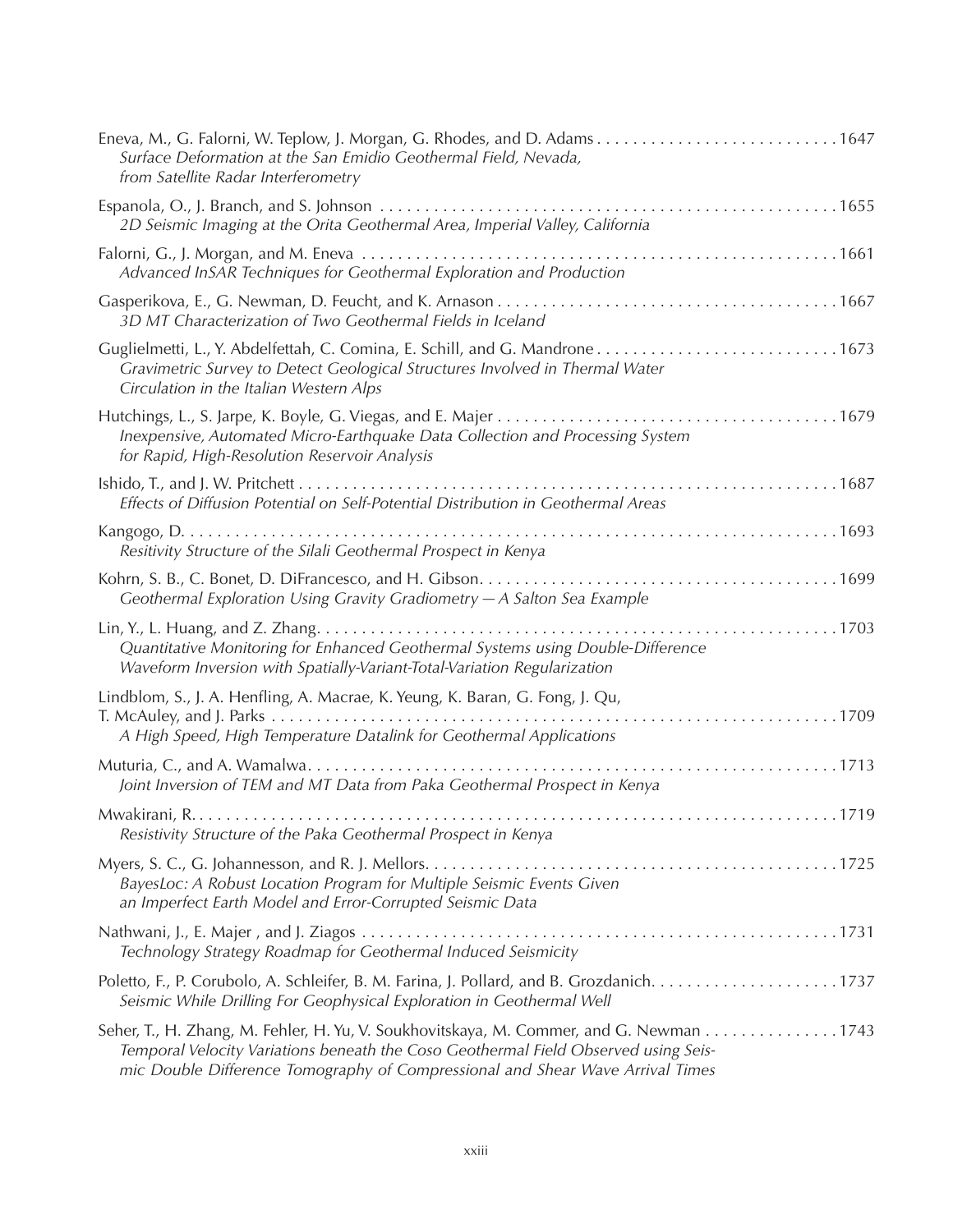Eneva, M., G. Falorni, W. Teplow, J. Morgan, G. Rhodes, and D. Adams . . . . . . . . . . . . . . . . . . . . . . . . . . . 1647
*Surface Deformation at the San Emidio Geothermal Field, Nevada, from Satellite Radar Interferometry*

Espanola, O., J. Branch, and S. Johnson . . . . . . . . . . . . . . . . . . . . . . . . . . . . . . . . . . . . . . . . . . . . . . . . . . . . 1655
*2D Seismic Imaging at the Orita Geothermal Area, Imperial Valley, California*

Falorni, G., J. Morgan, and M. Eneva . . . . . . . . . . . . . . . . . . . . . . . . . . . . . . . . . . . . . . . . . . . . . . . . . . . . . . 1661
*Advanced InSAR Techniques for Geothermal Exploration and Production*

Gasperikova, E., G. Newman, D. Feucht, and K. Arnason . . . . . . . . . . . . . . . . . . . . . . . . . . . . . . . . . . . . . . 1667
*3D MT Characterization of Two Geothermal Fields in Iceland*

Guglielmetti, L., Y. Abdelfettah, C. Comina, E. Schill, and G. Mandrone . . . . . . . . . . . . . . . . . . . . . . . . . . . 1673
*Gravimetric Survey to Detect Geological Structures Involved in Thermal Water Circulation in the Italian Western Alps*

Hutchings, L., S. Jarpe, K. Boyle, G. Viegas, and E. Majer . . . . . . . . . . . . . . . . . . . . . . . . . . . . . . . . . . . . . . 1679
*Inexpensive, Automated Micro-Earthquake Data Collection and Processing System for Rapid, High-Resolution Reservoir Analysis*

Ishido, T., and J. W. Pritchett . . . . . . . . . . . . . . . . . . . . . . . . . . . . . . . . . . . . . . . . . . . . . . . . . . . . . . . . . . . . 1687
*Effects of Diffusion Potential on Self-Potential Distribution in Geothermal Areas*

Kangogo, D. . . . . . . . . . . . . . . . . . . . . . . . . . . . . . . . . . . . . . . . . . . . . . . . . . . . . . . . . . . . . . . . . . . . . . . . . . 1693
*Resitivity Structure of the Silali Geothermal Prospect in Kenya*

Kohrn, S. B., C. Bonet, D. DiFrancesco, and H. Gibson . . . . . . . . . . . . . . . . . . . . . . . . . . . . . . . . . . . . . . . . 1699
*Geothermal Exploration Using Gravity Gradiometry — A Salton Sea Example*

Lin, Y., L. Huang, and Z. Zhang . . . . . . . . . . . . . . . . . . . . . . . . . . . . . . . . . . . . . . . . . . . . . . . . . . . . . . . . . . 1703
*Quantitative Monitoring for Enhanced Geothermal Systems using Double-Difference Waveform Inversion with Spatially-Variant-Total-Variation Regularization*

Lindblom, S., J. A. Henfling, A. Macrae, K. Yeung, K. Baran, G. Fong, J. Qu, T. McAuley, and J. Parks . . . . . . . . . . . . . . . . . . . . . . . . . . . . . . . . . . . . . . . . . . . . . . . . . . . . . . . . . . . . . . . . . 1709
*A High Speed, High Temperature Datalink for Geothermal Applications*

Muturia, C., and A. Wamalwa . . . . . . . . . . . . . . . . . . . . . . . . . . . . . . . . . . . . . . . . . . . . . . . . . . . . . . . . . . . . 1713
*Joint Inversion of TEM and MT Data from Paka Geothermal Prospect in Kenya*

Mwakirani, R. . . . . . . . . . . . . . . . . . . . . . . . . . . . . . . . . . . . . . . . . . . . . . . . . . . . . . . . . . . . . . . . . . . . . . . . . 1719
*Resistivity Structure of the Paka Geothermal Prospect in Kenya*

Myers, S. C., G. Johannesson, and R. J. Mellors . . . . . . . . . . . . . . . . . . . . . . . . . . . . . . . . . . . . . . . . . . . . . . . 1725
*BayesLoc: A Robust Location Program for Multiple Seismic Events Given an Imperfect Earth Model and Error-Corrupted Seismic Data*

Nathwani, J., E. Majer , and J. Ziagos . . . . . . . . . . . . . . . . . . . . . . . . . . . . . . . . . . . . . . . . . . . . . . . . . . . . . . 1731
*Technology Strategy Roadmap for Geothermal Induced Seismicity*

Poletto, F., P. Corubolo, A. Schleifer, B. M. Farina, J. Pollard, and B. Grozdanich . . . . . . . . . . . . . . . . . . . . . 1737
*Seismic While Drilling For Geophysical Exploration in Geothermal Well*

Seher, T., H. Zhang, M. Fehler, H. Yu, V. Soukhovitskaya, M. Commer, and G. Newman . . . . . . . . . . . . . . . 1743
*Temporal Velocity Variations beneath the Coso Geothermal Field Observed using Seismic Double Difference Tomography of Compressional and Shear Wave Arrival Times*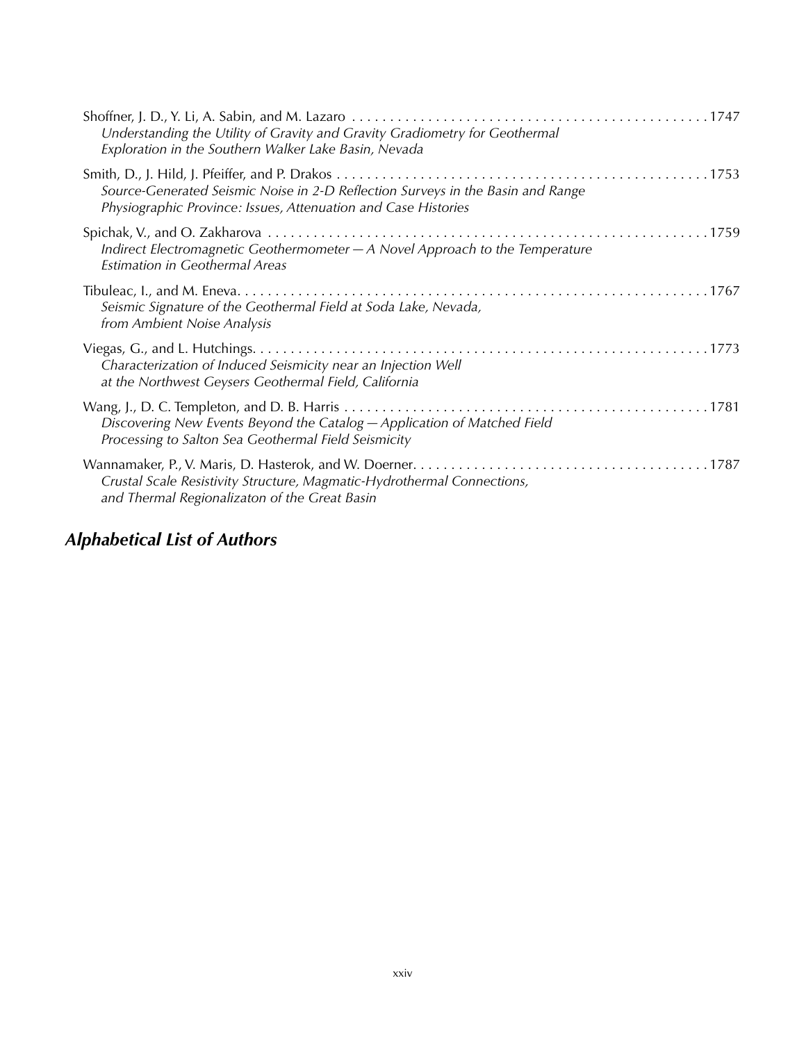Shoffner, J. D., Y. Li, A. Sabin, and M. Lazaro . . . . . . . . . . . . . . . . . . . . . . . . . . . . . . . . . . . . . . . . . . . . . . . . 1747
*Understanding the Utility of Gravity and Gravity Gradiometry for Geothermal Exploration in the Southern Walker Lake Basin, Nevada*

Smith, D., J. Hild, J. Pfeiffer, and P. Drakos . . . . . . . . . . . . . . . . . . . . . . . . . . . . . . . . . . . . . . . . . . . . . . . . . 1753
*Source-Generated Seismic Noise in 2-D Reflection Surveys in the Basin and Range Physiographic Province: Issues, Attenuation and Case Histories*

Spichak, V., and O. Zakharova . . . . . . . . . . . . . . . . . . . . . . . . . . . . . . . . . . . . . . . . . . . . . . . . . . . . . . . . . . . 1759
*Indirect Electromagnetic Geothermometer — A Novel Approach to the Temperature Estimation in Geothermal Areas*

Tibuleac, I., and M. Eneva. . . . . . . . . . . . . . . . . . . . . . . . . . . . . . . . . . . . . . . . . . . . . . . . . . . . . . . . . . . . . . . 1767
*Seismic Signature of the Geothermal Field at Soda Lake, Nevada, from Ambient Noise Analysis*

Viegas, G., and L. Hutchings. . . . . . . . . . . . . . . . . . . . . . . . . . . . . . . . . . . . . . . . . . . . . . . . . . . . . . . . . . . . . . 1773
*Characterization of Induced Seismicity near an Injection Well at the Northwest Geysers Geothermal Field, California*

Wang, J., D. C. Templeton, and D. B. Harris . . . . . . . . . . . . . . . . . . . . . . . . . . . . . . . . . . . . . . . . . . . . . . . . . 1781
*Discovering New Events Beyond the Catalog — Application of Matched Field Processing to Salton Sea Geothermal Field Seismicity*

Wannamaker, P., V. Maris, D. Hasterok, and W. Doerner. . . . . . . . . . . . . . . . . . . . . . . . . . . . . . . . . . . . . . . 1787
*Crustal Scale Resistivity Structure, Magmatic-Hydrothermal Connections, and Thermal Regionalizaton of the Great Basin*

## *Alphabetical List of Authors*